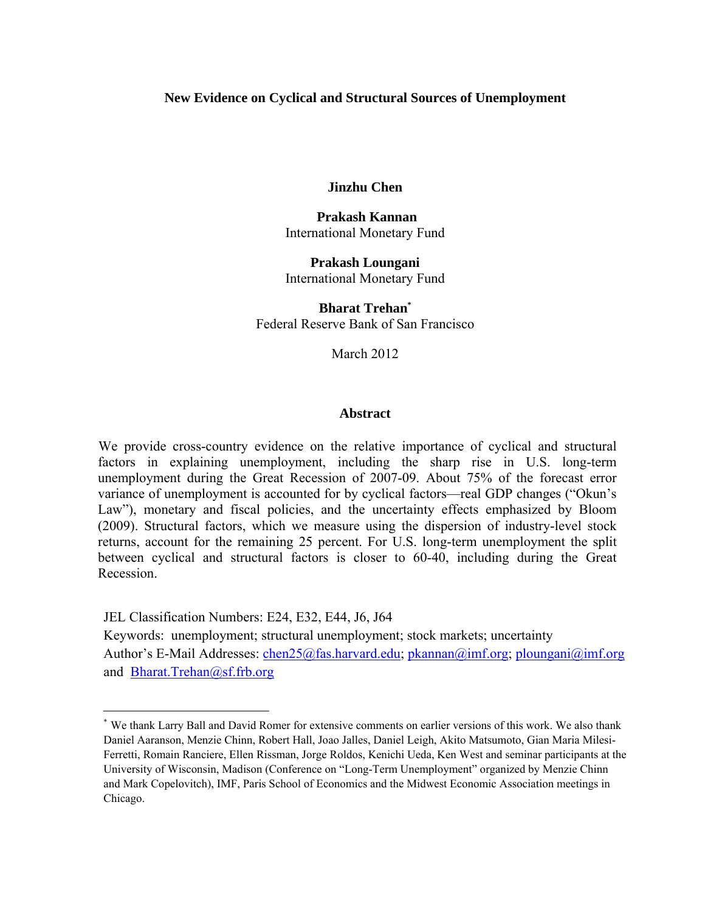# New Evidence on Cyclical and Structural Sources of Unemployment

**Jinzhu Chen**

**Prakash Kannan**
International Monetary Fund

**Prakash Loungani**
International Monetary Fund

**Bharat Trehan**[*]
Federal Reserve Bank of San Francisco

March 2012

## Abstract

We provide cross-country evidence on the relative importance of cyclical and structural factors in explaining unemployment, including the sharp rise in U.S. long-term unemployment during the Great Recession of 2007-09. About 75% of the forecast error variance of unemployment is accounted for by cyclical factors—real GDP changes ("Okun's Law"), monetary and fiscal policies, and the uncertainty effects emphasized by Bloom (2009). Structural factors, which we measure using the dispersion of industry-level stock returns, account for the remaining 25 percent. For U.S. long-term unemployment the split between cyclical and structural factors is closer to 60-40, including during the Great Recession.

JEL Classification Numbers: E24, E32, E44, J6, J64

Keywords: unemployment; structural unemployment; stock markets; uncertainty

Author's E-Mail Addresses: chen25@fas.harvard.edu; pkannan@imf.org; ploungani@imf.org and Bharat.Trehan@sf.frb.org

---

[*] We thank Larry Ball and David Romer for extensive comments on earlier versions of this work. We also thank Daniel Aaranson, Menzie Chinn, Robert Hall, Joao Jalles, Daniel Leigh, Akito Matsumoto, Gian Maria Milesi-Ferretti, Romain Ranciere, Ellen Rissman, Jorge Roldos, Kenichi Ueda, Ken West and seminar participants at the University of Wisconsin, Madison (Conference on "Long-Term Unemployment" organized by Menzie Chinn and Mark Copelovitch), IMF, Paris School of Economics and the Midwest Economic Association meetings in Chicago.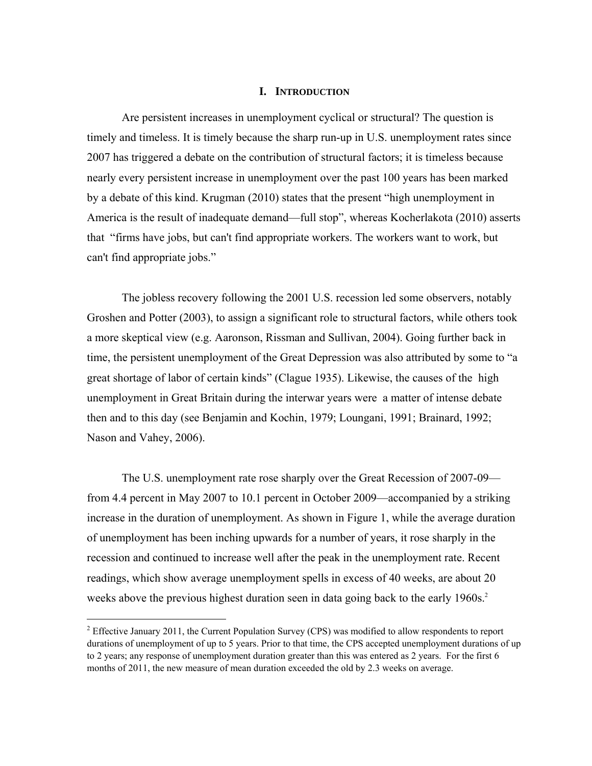## I. INTRODUCTION

Are persistent increases in unemployment cyclical or structural? The question is timely and timeless. It is timely because the sharp run-up in U.S. unemployment rates since 2007 has triggered a debate on the contribution of structural factors; it is timeless because nearly every persistent increase in unemployment over the past 100 years has been marked by a debate of this kind. Krugman (2010) states that the present "high unemployment in America is the result of inadequate demand—full stop", whereas Kocherlakota (2010) asserts that "firms have jobs, but can't find appropriate workers. The workers want to work, but can't find appropriate jobs."

The jobless recovery following the 2001 U.S. recession led some observers, notably Groshen and Potter (2003), to assign a significant role to structural factors, while others took a more skeptical view (e.g. Aaronson, Rissman and Sullivan, 2004). Going further back in time, the persistent unemployment of the Great Depression was also attributed by some to "a great shortage of labor of certain kinds" (Clague 1935). Likewise, the causes of the high unemployment in Great Britain during the interwar years were a matter of intense debate then and to this day (see Benjamin and Kochin, 1979; Loungani, 1991; Brainard, 1992; Nason and Vahey, 2006).

The U.S. unemployment rate rose sharply over the Great Recession of 2007-09—from 4.4 percent in May 2007 to 10.1 percent in October 2009—accompanied by a striking increase in the duration of unemployment. As shown in Figure 1, while the average duration of unemployment has been inching upwards for a number of years, it rose sharply in the recession and continued to increase well after the peak in the unemployment rate. Recent readings, which show average unemployment spells in excess of 40 weeks, are about 20 weeks above the previous highest duration seen in data going back to the early 1960s.[2]

[2] Effective January 2011, the Current Population Survey (CPS) was modified to allow respondents to report durations of unemployment of up to 5 years. Prior to that time, the CPS accepted unemployment durations of up to 2 years; any response of unemployment duration greater than this was entered as 2 years. For the first 6 months of 2011, the new measure of mean duration exceeded the old by 2.3 weeks on average.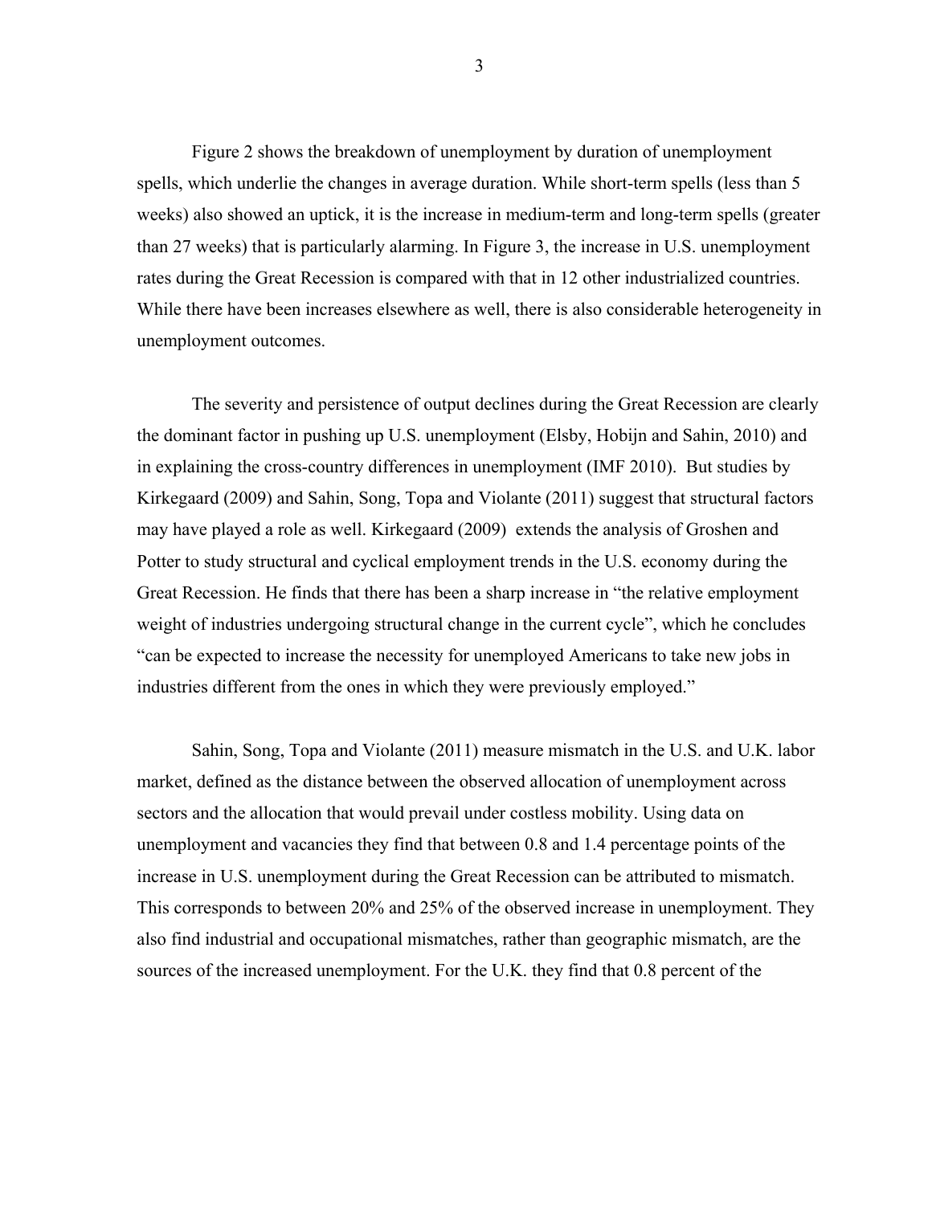Figure 2 shows the breakdown of unemployment by duration of unemployment spells, which underlie the changes in average duration. While short-term spells (less than 5 weeks) also showed an uptick, it is the increase in medium-term and long-term spells (greater than 27 weeks) that is particularly alarming. In Figure 3, the increase in U.S. unemployment rates during the Great Recession is compared with that in 12 other industrialized countries. While there have been increases elsewhere as well, there is also considerable heterogeneity in unemployment outcomes.

The severity and persistence of output declines during the Great Recession are clearly the dominant factor in pushing up U.S. unemployment (Elsby, Hobijn and Sahin, 2010) and in explaining the cross-country differences in unemployment (IMF 2010). But studies by Kirkegaard (2009) and Sahin, Song, Topa and Violante (2011) suggest that structural factors may have played a role as well. Kirkegaard (2009) extends the analysis of Groshen and Potter to study structural and cyclical employment trends in the U.S. economy during the Great Recession. He finds that there has been a sharp increase in "the relative employment weight of industries undergoing structural change in the current cycle", which he concludes "can be expected to increase the necessity for unemployed Americans to take new jobs in industries different from the ones in which they were previously employed."

Sahin, Song, Topa and Violante (2011) measure mismatch in the U.S. and U.K. labor market, defined as the distance between the observed allocation of unemployment across sectors and the allocation that would prevail under costless mobility. Using data on unemployment and vacancies they find that between 0.8 and 1.4 percentage points of the increase in U.S. unemployment during the Great Recession can be attributed to mismatch. This corresponds to between 20% and 25% of the observed increase in unemployment. They also find industrial and occupational mismatches, rather than geographic mismatch, are the sources of the increased unemployment. For the U.K. they find that 0.8 percent of the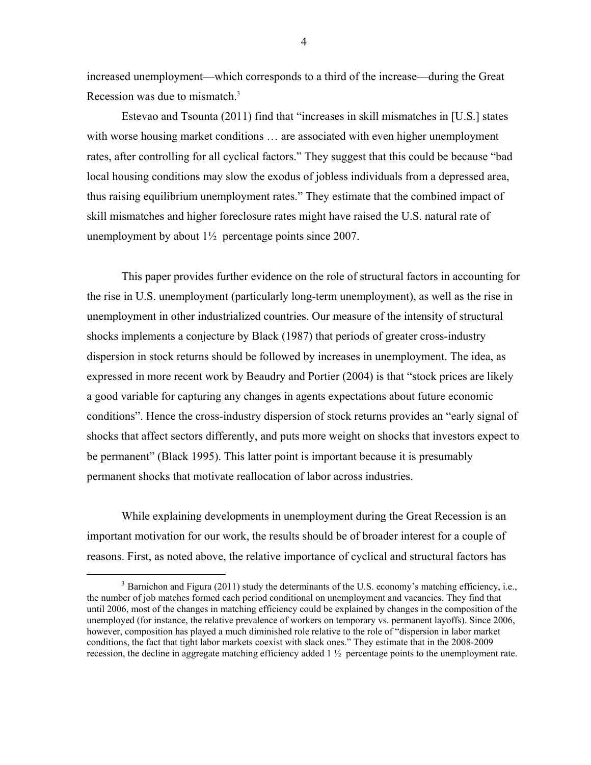increased unemployment—which corresponds to a third of the increase—during the Great Recession was due to mismatch.[3]

Estevao and Tsounta (2011) find that "increases in skill mismatches in [U.S.] states with worse housing market conditions … are associated with even higher unemployment rates, after controlling for all cyclical factors." They suggest that this could be because "bad local housing conditions may slow the exodus of jobless individuals from a depressed area, thus raising equilibrium unemployment rates." They estimate that the combined impact of skill mismatches and higher foreclosure rates might have raised the U.S. natural rate of unemployment by about 1½ percentage points since 2007.

This paper provides further evidence on the role of structural factors in accounting for the rise in U.S. unemployment (particularly long-term unemployment), as well as the rise in unemployment in other industrialized countries. Our measure of the intensity of structural shocks implements a conjecture by Black (1987) that periods of greater cross-industry dispersion in stock returns should be followed by increases in unemployment. The idea, as expressed in more recent work by Beaudry and Portier (2004) is that "stock prices are likely a good variable for capturing any changes in agents expectations about future economic conditions". Hence the cross-industry dispersion of stock returns provides an "early signal of shocks that affect sectors differently, and puts more weight on shocks that investors expect to be permanent" (Black 1995). This latter point is important because it is presumably permanent shocks that motivate reallocation of labor across industries.

While explaining developments in unemployment during the Great Recession is an important motivation for our work, the results should be of broader interest for a couple of reasons. First, as noted above, the relative importance of cyclical and structural factors has

[3] Barnichon and Figura (2011) study the determinants of the U.S. economy's matching efficiency, i.e., the number of job matches formed each period conditional on unemployment and vacancies. They find that until 2006, most of the changes in matching efficiency could be explained by changes in the composition of the unemployed (for instance, the relative prevalence of workers on temporary vs. permanent layoffs). Since 2006, however, composition has played a much diminished role relative to the role of "dispersion in labor market conditions, the fact that tight labor markets coexist with slack ones." They estimate that in the 2008-2009 recession, the decline in aggregate matching efficiency added 1 ½ percentage points to the unemployment rate.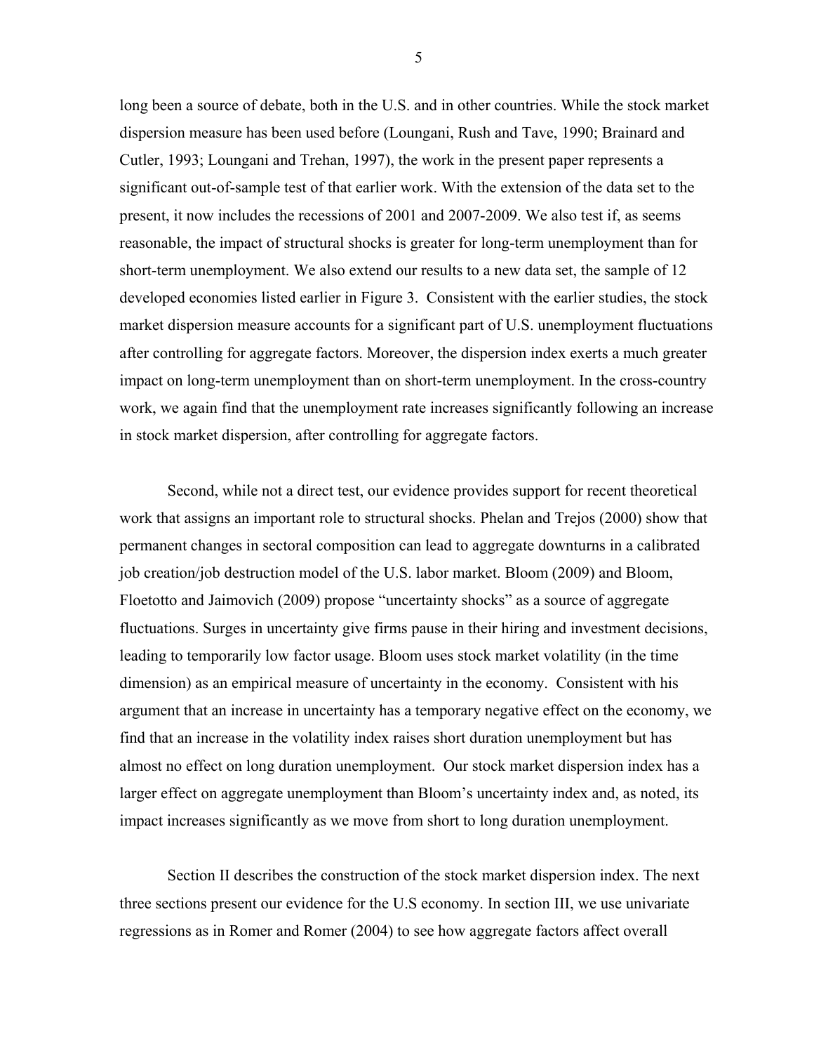long been a source of debate, both in the U.S. and in other countries. While the stock market dispersion measure has been used before (Loungani, Rush and Tave, 1990; Brainard and Cutler, 1993; Loungani and Trehan, 1997), the work in the present paper represents a significant out-of-sample test of that earlier work. With the extension of the data set to the present, it now includes the recessions of 2001 and 2007-2009. We also test if, as seems reasonable, the impact of structural shocks is greater for long-term unemployment than for short-term unemployment. We also extend our results to a new data set, the sample of 12 developed economies listed earlier in Figure 3. Consistent with the earlier studies, the stock market dispersion measure accounts for a significant part of U.S. unemployment fluctuations after controlling for aggregate factors. Moreover, the dispersion index exerts a much greater impact on long-term unemployment than on short-term unemployment. In the cross-country work, we again find that the unemployment rate increases significantly following an increase in stock market dispersion, after controlling for aggregate factors.

Second, while not a direct test, our evidence provides support for recent theoretical work that assigns an important role to structural shocks. Phelan and Trejos (2000) show that permanent changes in sectoral composition can lead to aggregate downturns in a calibrated job creation/job destruction model of the U.S. labor market. Bloom (2009) and Bloom, Floetotto and Jaimovich (2009) propose "uncertainty shocks" as a source of aggregate fluctuations. Surges in uncertainty give firms pause in their hiring and investment decisions, leading to temporarily low factor usage. Bloom uses stock market volatility (in the time dimension) as an empirical measure of uncertainty in the economy. Consistent with his argument that an increase in uncertainty has a temporary negative effect on the economy, we find that an increase in the volatility index raises short duration unemployment but has almost no effect on long duration unemployment. Our stock market dispersion index has a larger effect on aggregate unemployment than Bloom's uncertainty index and, as noted, its impact increases significantly as we move from short to long duration unemployment.

Section II describes the construction of the stock market dispersion index. The next three sections present our evidence for the U.S economy. In section III, we use univariate regressions as in Romer and Romer (2004) to see how aggregate factors affect overall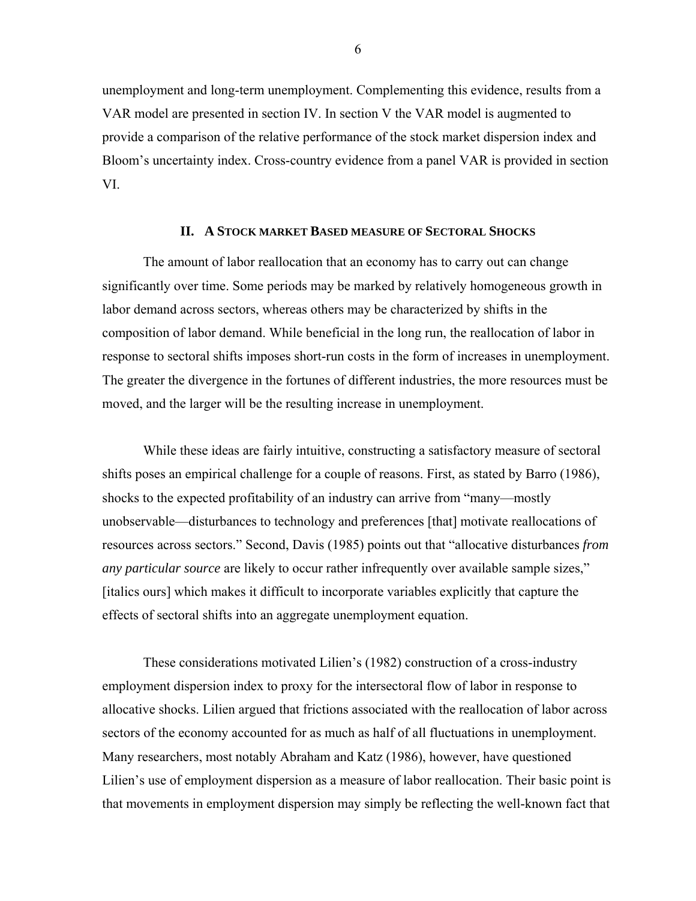unemployment and long-term unemployment. Complementing this evidence, results from a VAR model are presented in section IV. In section V the VAR model is augmented to provide a comparison of the relative performance of the stock market dispersion index and Bloom's uncertainty index. Cross-country evidence from a panel VAR is provided in section VI.

## II. A Stock market Based measure of Sectoral Shocks

The amount of labor reallocation that an economy has to carry out can change significantly over time. Some periods may be marked by relatively homogeneous growth in labor demand across sectors, whereas others may be characterized by shifts in the composition of labor demand. While beneficial in the long run, the reallocation of labor in response to sectoral shifts imposes short-run costs in the form of increases in unemployment. The greater the divergence in the fortunes of different industries, the more resources must be moved, and the larger will be the resulting increase in unemployment.

While these ideas are fairly intuitive, constructing a satisfactory measure of sectoral shifts poses an empirical challenge for a couple of reasons. First, as stated by Barro (1986), shocks to the expected profitability of an industry can arrive from "many—mostly unobservable—disturbances to technology and preferences [that] motivate reallocations of resources across sectors." Second, Davis (1985) points out that "allocative disturbances *from any particular source* are likely to occur rather infrequently over available sample sizes," [italics ours] which makes it difficult to incorporate variables explicitly that capture the effects of sectoral shifts into an aggregate unemployment equation.

These considerations motivated Lilien's (1982) construction of a cross-industry employment dispersion index to proxy for the intersectoral flow of labor in response to allocative shocks. Lilien argued that frictions associated with the reallocation of labor across sectors of the economy accounted for as much as half of all fluctuations in unemployment. Many researchers, most notably Abraham and Katz (1986), however, have questioned Lilien's use of employment dispersion as a measure of labor reallocation. Their basic point is that movements in employment dispersion may simply be reflecting the well-known fact that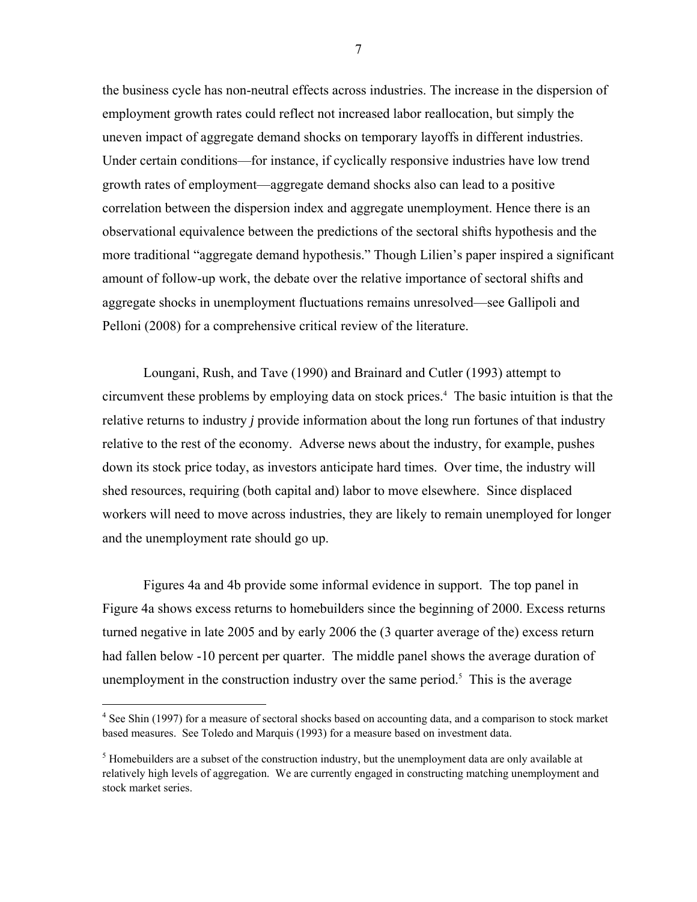the business cycle has non-neutral effects across industries. The increase in the dispersion of employment growth rates could reflect not increased labor reallocation, but simply the uneven impact of aggregate demand shocks on temporary layoffs in different industries. Under certain conditions—for instance, if cyclically responsive industries have low trend growth rates of employment—aggregate demand shocks also can lead to a positive correlation between the dispersion index and aggregate unemployment. Hence there is an observational equivalence between the predictions of the sectoral shifts hypothesis and the more traditional "aggregate demand hypothesis." Though Lilien's paper inspired a significant amount of follow-up work, the debate over the relative importance of sectoral shifts and aggregate shocks in unemployment fluctuations remains unresolved—see Gallipoli and Pelloni (2008) for a comprehensive critical review of the literature.

Loungani, Rush, and Tave (1990) and Brainard and Cutler (1993) attempt to circumvent these problems by employing data on stock prices.[4] The basic intuition is that the relative returns to industry *j* provide information about the long run fortunes of that industry relative to the rest of the economy. Adverse news about the industry, for example, pushes down its stock price today, as investors anticipate hard times. Over time, the industry will shed resources, requiring (both capital and) labor to move elsewhere. Since displaced workers will need to move across industries, they are likely to remain unemployed for longer and the unemployment rate should go up.

Figures 4a and 4b provide some informal evidence in support. The top panel in Figure 4a shows excess returns to homebuilders since the beginning of 2000. Excess returns turned negative in late 2005 and by early 2006 the (3 quarter average of the) excess return had fallen below -10 percent per quarter. The middle panel shows the average duration of unemployment in the construction industry over the same period.[5] This is the average

[4] See Shin (1997) for a measure of sectoral shocks based on accounting data, and a comparison to stock market based measures. See Toledo and Marquis (1993) for a measure based on investment data.

[5] Homebuilders are a subset of the construction industry, but the unemployment data are only available at relatively high levels of aggregation. We are currently engaged in constructing matching unemployment and stock market series.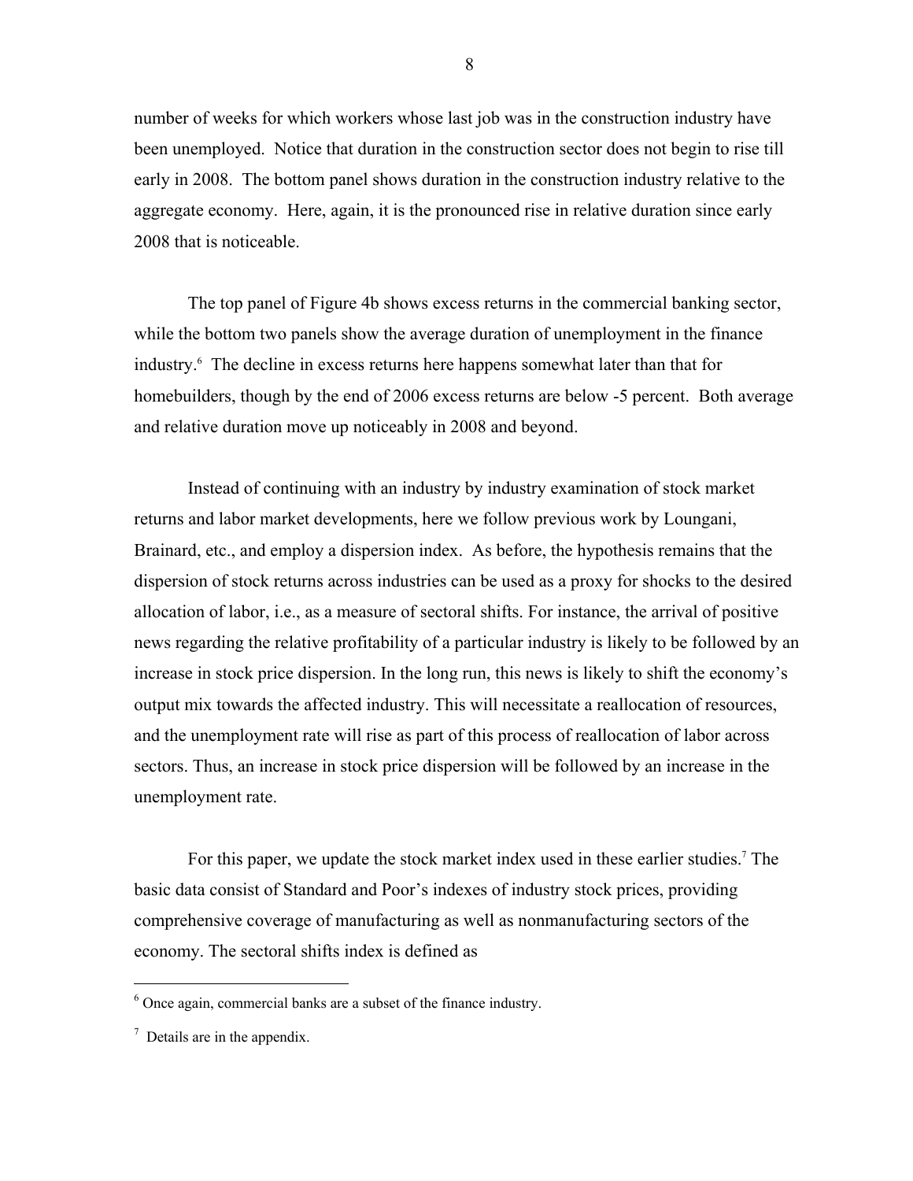number of weeks for which workers whose last job was in the construction industry have been unemployed. Notice that duration in the construction sector does not begin to rise till early in 2008. The bottom panel shows duration in the construction industry relative to the aggregate economy. Here, again, it is the pronounced rise in relative duration since early 2008 that is noticeable.

The top panel of Figure 4b shows excess returns in the commercial banking sector, while the bottom two panels show the average duration of unemployment in the finance industry.[6] The decline in excess returns here happens somewhat later than that for homebuilders, though by the end of 2006 excess returns are below -5 percent. Both average and relative duration move up noticeably in 2008 and beyond.

Instead of continuing with an industry by industry examination of stock market returns and labor market developments, here we follow previous work by Loungani, Brainard, etc., and employ a dispersion index. As before, the hypothesis remains that the dispersion of stock returns across industries can be used as a proxy for shocks to the desired allocation of labor, i.e., as a measure of sectoral shifts. For instance, the arrival of positive news regarding the relative profitability of a particular industry is likely to be followed by an increase in stock price dispersion. In the long run, this news is likely to shift the economy's output mix towards the affected industry. This will necessitate a reallocation of resources, and the unemployment rate will rise as part of this process of reallocation of labor across sectors. Thus, an increase in stock price dispersion will be followed by an increase in the unemployment rate.

For this paper, we update the stock market index used in these earlier studies.[7] The basic data consist of Standard and Poor's indexes of industry stock prices, providing comprehensive coverage of manufacturing as well as nonmanufacturing sectors of the economy. The sectoral shifts index is defined as

---

[6] Once again, commercial banks are a subset of the finance industry.

[7] Details are in the appendix.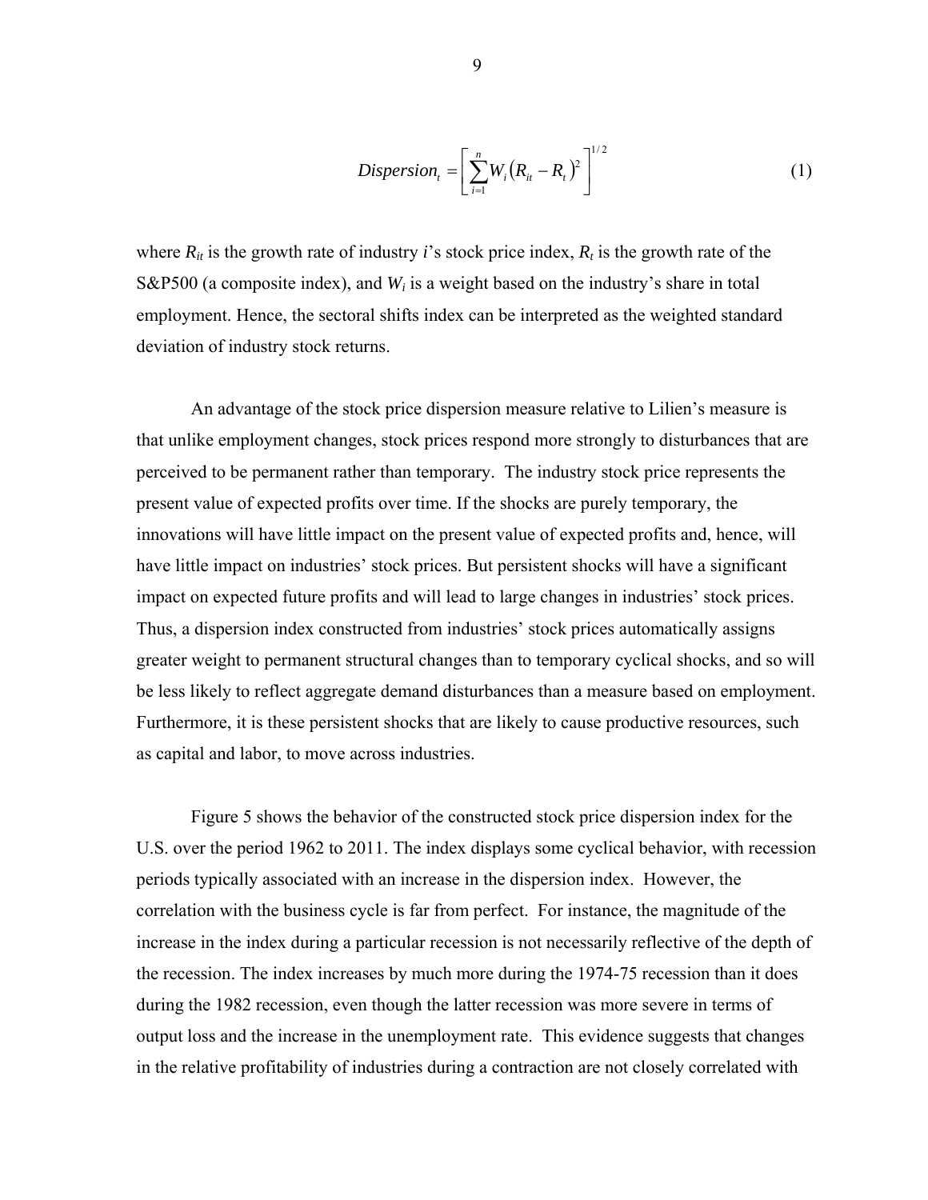$$Dispersion_t = \left[ \sum_{i=1}^{n} W_i \left( R_{it} - R_t \right)^2 \right]^{1/2} \tag{1}$$

where $R_{it}$ is the growth rate of industry *i*'s stock price index, $R_t$ is the growth rate of the S&P500 (a composite index), and $W_i$ is a weight based on the industry's share in total employment. Hence, the sectoral shifts index can be interpreted as the weighted standard deviation of industry stock returns.

An advantage of the stock price dispersion measure relative to Lilien's measure is that unlike employment changes, stock prices respond more strongly to disturbances that are perceived to be permanent rather than temporary. The industry stock price represents the present value of expected profits over time. If the shocks are purely temporary, the innovations will have little impact on the present value of expected profits and, hence, will have little impact on industries' stock prices. But persistent shocks will have a significant impact on expected future profits and will lead to large changes in industries' stock prices. Thus, a dispersion index constructed from industries' stock prices automatically assigns greater weight to permanent structural changes than to temporary cyclical shocks, and so will be less likely to reflect aggregate demand disturbances than a measure based on employment. Furthermore, it is these persistent shocks that are likely to cause productive resources, such as capital and labor, to move across industries.

Figure 5 shows the behavior of the constructed stock price dispersion index for the U.S. over the period 1962 to 2011. The index displays some cyclical behavior, with recession periods typically associated with an increase in the dispersion index. However, the correlation with the business cycle is far from perfect. For instance, the magnitude of the increase in the index during a particular recession is not necessarily reflective of the depth of the recession. The index increases by much more during the 1974-75 recession than it does during the 1982 recession, even though the latter recession was more severe in terms of output loss and the increase in the unemployment rate. This evidence suggests that changes in the relative profitability of industries during a contraction are not closely correlated with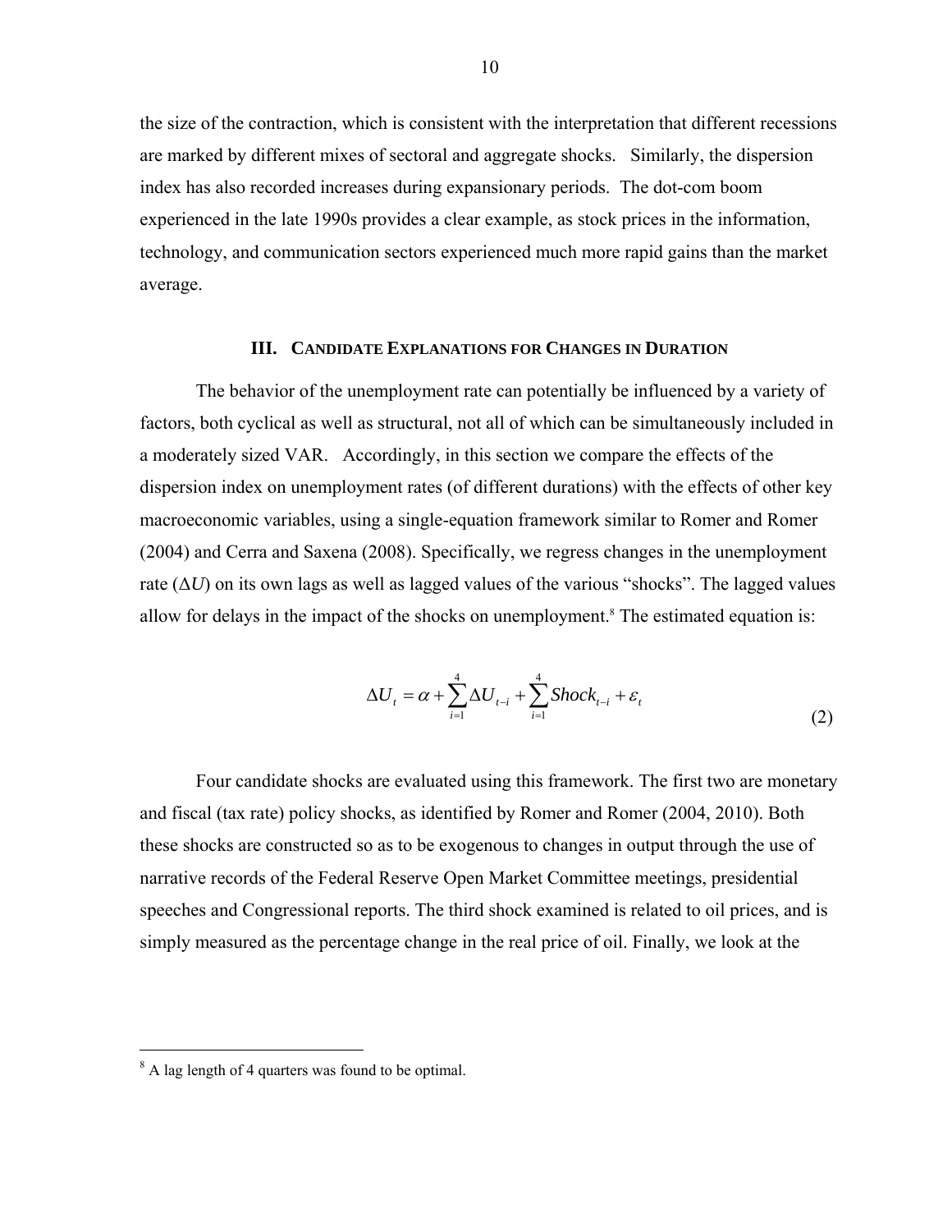the size of the contraction, which is consistent with the interpretation that different recessions are marked by different mixes of sectoral and aggregate shocks. Similarly, the dispersion index has also recorded increases during expansionary periods. The dot-com boom experienced in the late 1990s provides a clear example, as stock prices in the information, technology, and communication sectors experienced much more rapid gains than the market average.

## III. Candidate Explanations for Changes in Duration

The behavior of the unemployment rate can potentially be influenced by a variety of factors, both cyclical as well as structural, not all of which can be simultaneously included in a moderately sized VAR. Accordingly, in this section we compare the effects of the dispersion index on unemployment rates (of different durations) with the effects of other key macroeconomic variables, using a single-equation framework similar to Romer and Romer (2004) and Cerra and Saxena (2008). Specifically, we regress changes in the unemployment rate ($\Delta U$) on its own lags as well as lagged values of the various "shocks". The lagged values allow for delays in the impact of the shocks on unemployment.[8] The estimated equation is:

$$\Delta U_t = \alpha + \sum_{i=1}^{4} \Delta U_{t-i} + \sum_{i=1}^{4} Shock_{t-i} + \varepsilon_t \tag{2}$$

Four candidate shocks are evaluated using this framework. The first two are monetary and fiscal (tax rate) policy shocks, as identified by Romer and Romer (2004, 2010). Both these shocks are constructed so as to be exogenous to changes in output through the use of narrative records of the Federal Reserve Open Market Committee meetings, presidential speeches and Congressional reports. The third shock examined is related to oil prices, and is simply measured as the percentage change in the real price of oil. Finally, we look at the

[8] A lag length of 4 quarters was found to be optimal.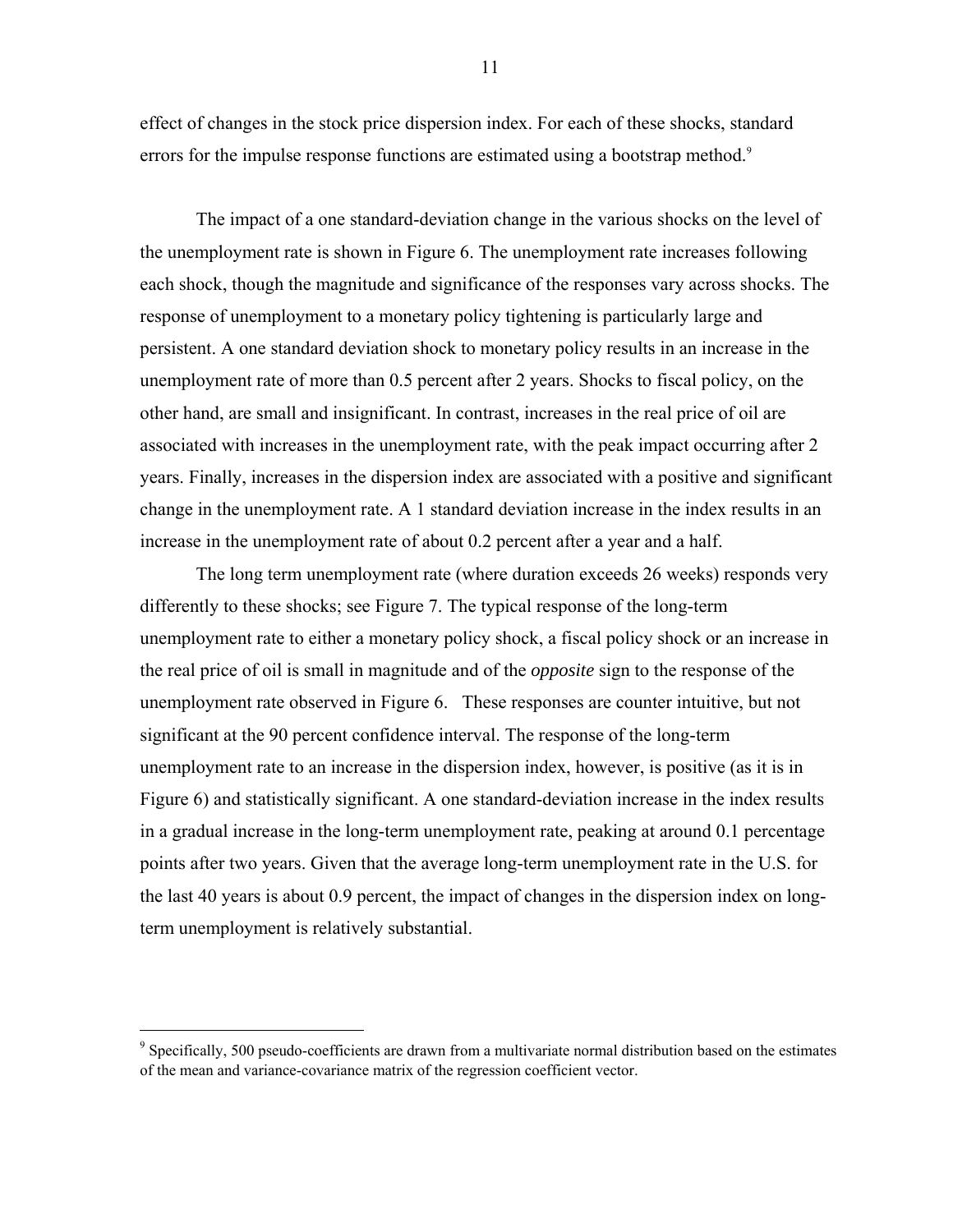effect of changes in the stock price dispersion index. For each of these shocks, standard errors for the impulse response functions are estimated using a bootstrap method.[9]

The impact of a one standard-deviation change in the various shocks on the level of the unemployment rate is shown in Figure 6. The unemployment rate increases following each shock, though the magnitude and significance of the responses vary across shocks. The response of unemployment to a monetary policy tightening is particularly large and persistent. A one standard deviation shock to monetary policy results in an increase in the unemployment rate of more than 0.5 percent after 2 years. Shocks to fiscal policy, on the other hand, are small and insignificant. In contrast, increases in the real price of oil are associated with increases in the unemployment rate, with the peak impact occurring after 2 years. Finally, increases in the dispersion index are associated with a positive and significant change in the unemployment rate. A 1 standard deviation increase in the index results in an increase in the unemployment rate of about 0.2 percent after a year and a half.

The long term unemployment rate (where duration exceeds 26 weeks) responds very differently to these shocks; see Figure 7. The typical response of the long-term unemployment rate to either a monetary policy shock, a fiscal policy shock or an increase in the real price of oil is small in magnitude and of the *opposite* sign to the response of the unemployment rate observed in Figure 6. These responses are counter intuitive, but not significant at the 90 percent confidence interval. The response of the long-term unemployment rate to an increase in the dispersion index, however, is positive (as it is in Figure 6) and statistically significant. A one standard-deviation increase in the index results in a gradual increase in the long-term unemployment rate, peaking at around 0.1 percentage points after two years. Given that the average long-term unemployment rate in the U.S. for the last 40 years is about 0.9 percent, the impact of changes in the dispersion index on long-term unemployment is relatively substantial.

[9] Specifically, 500 pseudo-coefficients are drawn from a multivariate normal distribution based on the estimates of the mean and variance-covariance matrix of the regression coefficient vector.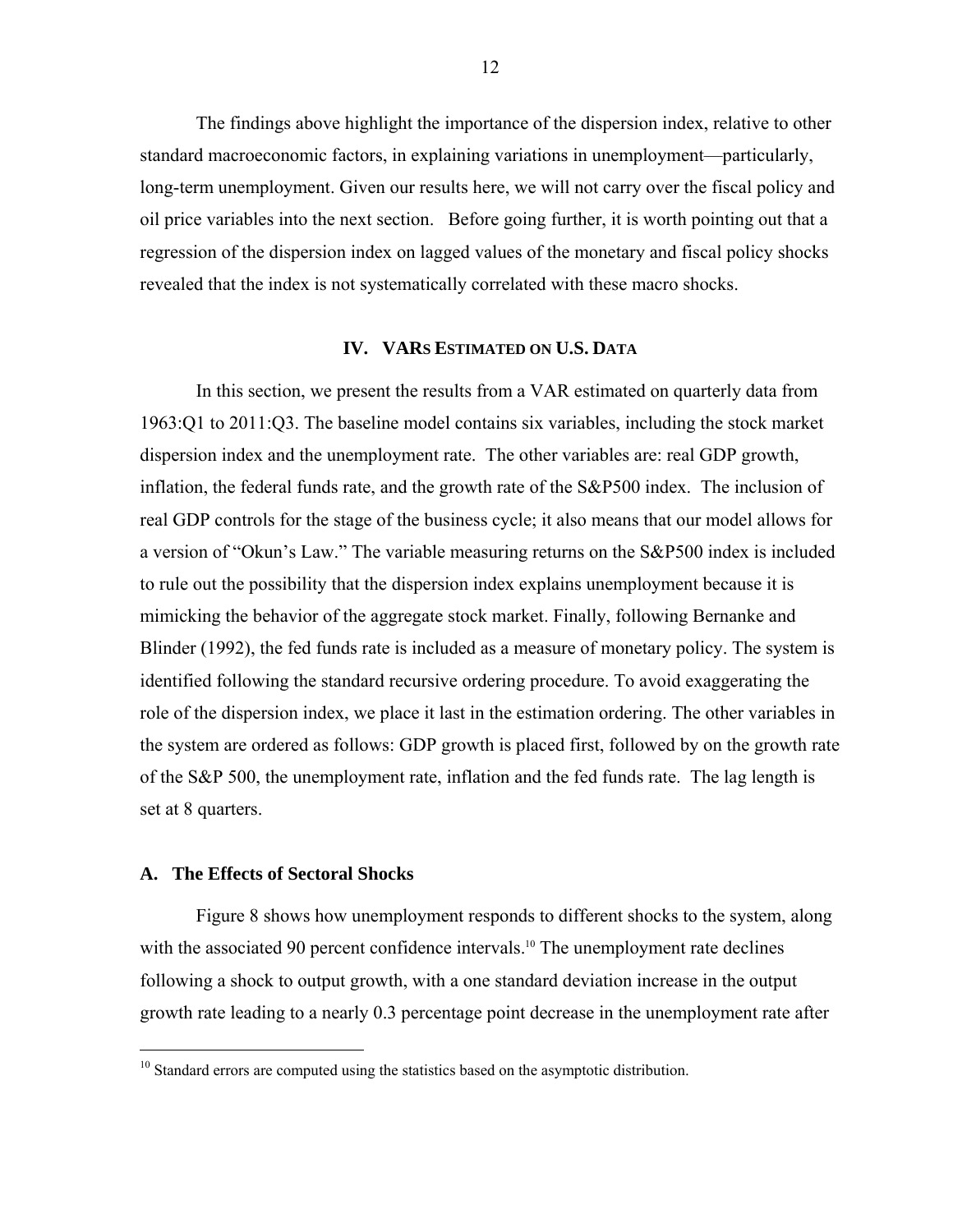The findings above highlight the importance of the dispersion index, relative to other standard macroeconomic factors, in explaining variations in unemployment—particularly, long-term unemployment. Given our results here, we will not carry over the fiscal policy and oil price variables into the next section.   Before going further, it is worth pointing out that a regression of the dispersion index on lagged values of the monetary and fiscal policy shocks revealed that the index is not systematically correlated with these macro shocks.

## IV. VARs Estimated on U.S. Data

In this section, we present the results from a VAR estimated on quarterly data from 1963:Q1 to 2011:Q3. The baseline model contains six variables, including the stock market dispersion index and the unemployment rate.  The other variables are: real GDP growth, inflation, the federal funds rate, and the growth rate of the S&P500 index.  The inclusion of real GDP controls for the stage of the business cycle; it also means that our model allows for a version of "Okun's Law." The variable measuring returns on the S&P500 index is included to rule out the possibility that the dispersion index explains unemployment because it is mimicking the behavior of the aggregate stock market. Finally, following Bernanke and Blinder (1992), the fed funds rate is included as a measure of monetary policy. The system is identified following the standard recursive ordering procedure. To avoid exaggerating the role of the dispersion index, we place it last in the estimation ordering. The other variables in the system are ordered as follows: GDP growth is placed first, followed by on the growth rate of the S&P 500, the unemployment rate, inflation and the fed funds rate.  The lag length is set at 8 quarters.

### A. The Effects of Sectoral Shocks

Figure 8 shows how unemployment responds to different shocks to the system, along with the associated 90 percent confidence intervals.[10] The unemployment rate declines following a shock to output growth, with a one standard deviation increase in the output growth rate leading to a nearly 0.3 percentage point decrease in the unemployment rate after

---

[10] Standard errors are computed using the statistics based on the asymptotic distribution.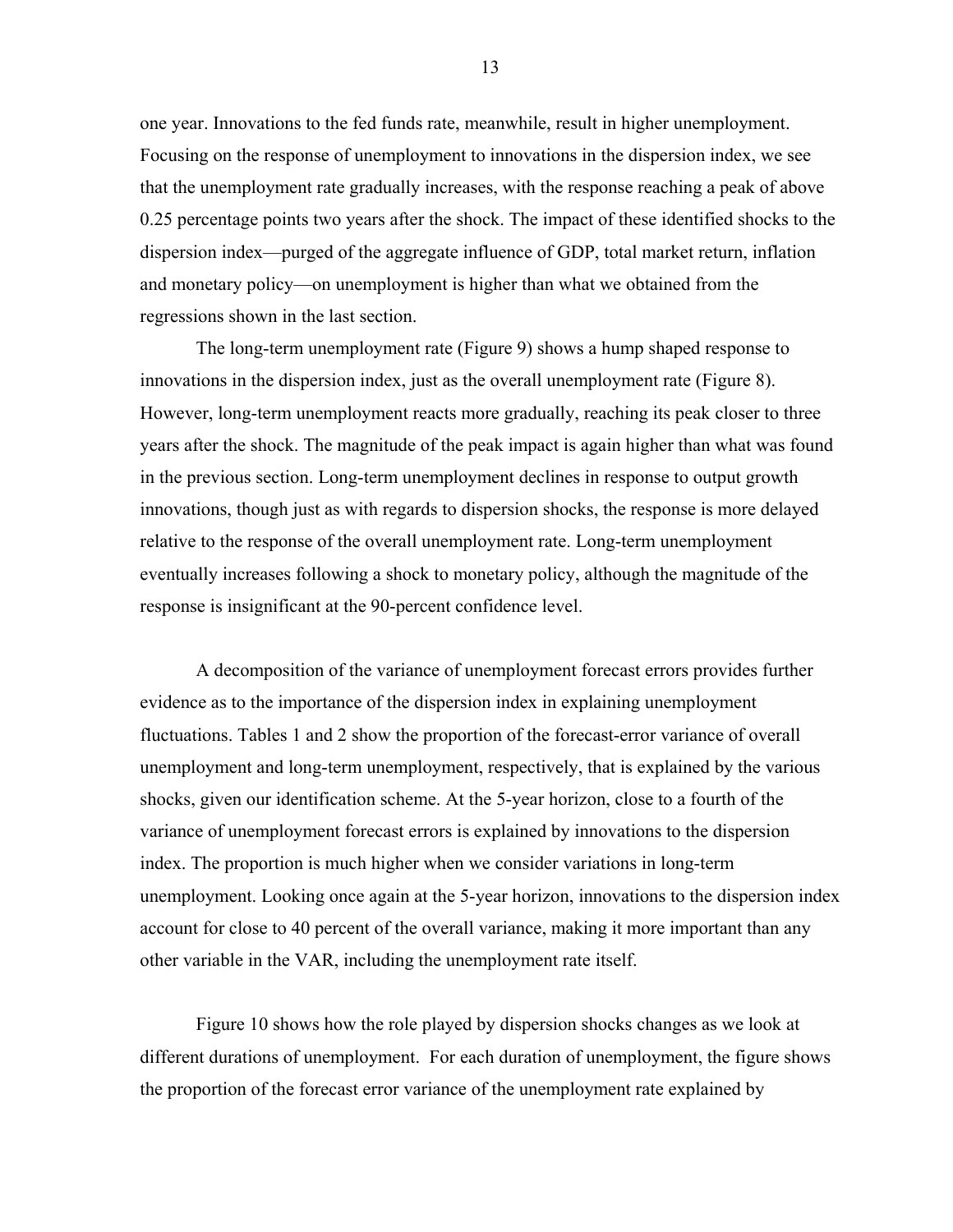one year. Innovations to the fed funds rate, meanwhile, result in higher unemployment. Focusing on the response of unemployment to innovations in the dispersion index, we see that the unemployment rate gradually increases, with the response reaching a peak of above 0.25 percentage points two years after the shock. The impact of these identified shocks to the dispersion index—purged of the aggregate influence of GDP, total market return, inflation and monetary policy—on unemployment is higher than what we obtained from the regressions shown in the last section.

The long-term unemployment rate (Figure 9) shows a hump shaped response to innovations in the dispersion index, just as the overall unemployment rate (Figure 8). However, long-term unemployment reacts more gradually, reaching its peak closer to three years after the shock. The magnitude of the peak impact is again higher than what was found in the previous section. Long-term unemployment declines in response to output growth innovations, though just as with regards to dispersion shocks, the response is more delayed relative to the response of the overall unemployment rate. Long-term unemployment eventually increases following a shock to monetary policy, although the magnitude of the response is insignificant at the 90-percent confidence level.

A decomposition of the variance of unemployment forecast errors provides further evidence as to the importance of the dispersion index in explaining unemployment fluctuations. Tables 1 and 2 show the proportion of the forecast-error variance of overall unemployment and long-term unemployment, respectively, that is explained by the various shocks, given our identification scheme. At the 5-year horizon, close to a fourth of the variance of unemployment forecast errors is explained by innovations to the dispersion index. The proportion is much higher when we consider variations in long-term unemployment. Looking once again at the 5-year horizon, innovations to the dispersion index account for close to 40 percent of the overall variance, making it more important than any other variable in the VAR, including the unemployment rate itself.

Figure 10 shows how the role played by dispersion shocks changes as we look at different durations of unemployment. For each duration of unemployment, the figure shows the proportion of the forecast error variance of the unemployment rate explained by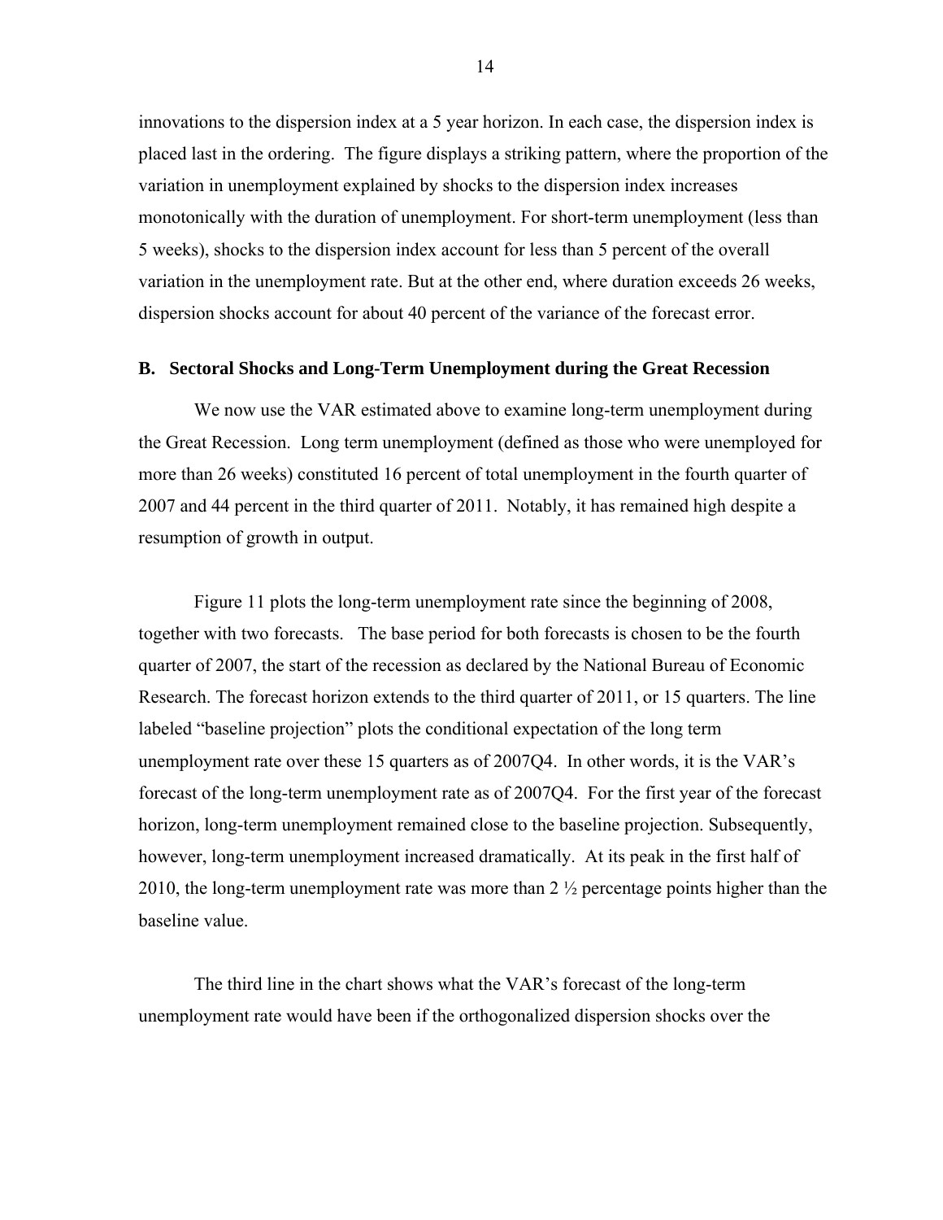innovations to the dispersion index at a 5 year horizon. In each case, the dispersion index is placed last in the ordering. The figure displays a striking pattern, where the proportion of the variation in unemployment explained by shocks to the dispersion index increases monotonically with the duration of unemployment. For short-term unemployment (less than 5 weeks), shocks to the dispersion index account for less than 5 percent of the overall variation in the unemployment rate. But at the other end, where duration exceeds 26 weeks, dispersion shocks account for about 40 percent of the variance of the forecast error.

### B. Sectoral Shocks and Long-Term Unemployment during the Great Recession

We now use the VAR estimated above to examine long-term unemployment during the Great Recession. Long term unemployment (defined as those who were unemployed for more than 26 weeks) constituted 16 percent of total unemployment in the fourth quarter of 2007 and 44 percent in the third quarter of 2011. Notably, it has remained high despite a resumption of growth in output.

Figure 11 plots the long-term unemployment rate since the beginning of 2008, together with two forecasts. The base period for both forecasts is chosen to be the fourth quarter of 2007, the start of the recession as declared by the National Bureau of Economic Research. The forecast horizon extends to the third quarter of 2011, or 15 quarters. The line labeled "baseline projection" plots the conditional expectation of the long term unemployment rate over these 15 quarters as of 2007Q4. In other words, it is the VAR's forecast of the long-term unemployment rate as of 2007Q4. For the first year of the forecast horizon, long-term unemployment remained close to the baseline projection. Subsequently, however, long-term unemployment increased dramatically. At its peak in the first half of 2010, the long-term unemployment rate was more than 2 ½ percentage points higher than the baseline value.

The third line in the chart shows what the VAR's forecast of the long-term unemployment rate would have been if the orthogonalized dispersion shocks over the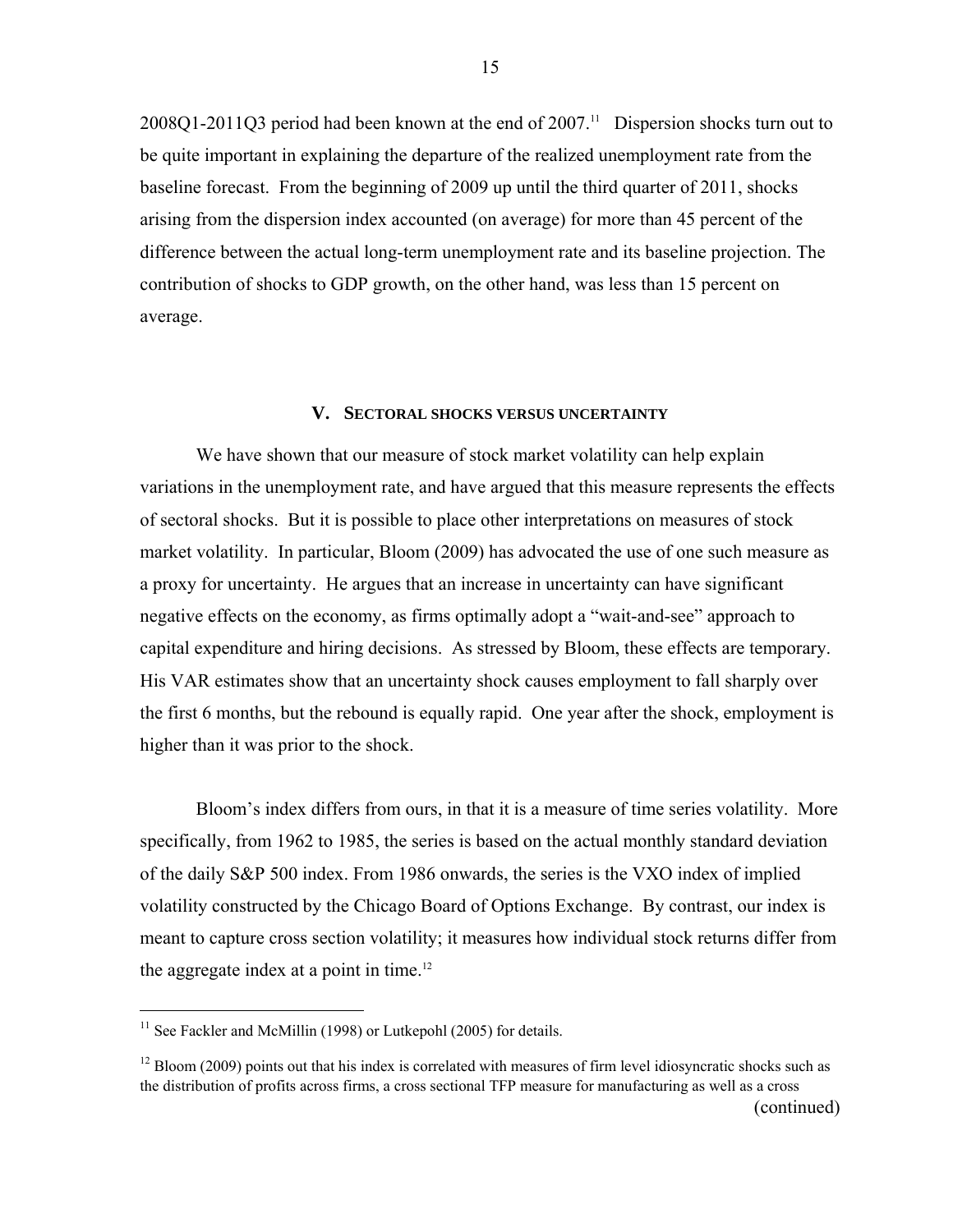2008Q1-2011Q3 period had been known at the end of 2007.[11] Dispersion shocks turn out to be quite important in explaining the departure of the realized unemployment rate from the baseline forecast. From the beginning of 2009 up until the third quarter of 2011, shocks arising from the dispersion index accounted (on average) for more than 45 percent of the difference between the actual long-term unemployment rate and its baseline projection. The contribution of shocks to GDP growth, on the other hand, was less than 15 percent on average.

## V. Sectoral shocks versus uncertainty

We have shown that our measure of stock market volatility can help explain variations in the unemployment rate, and have argued that this measure represents the effects of sectoral shocks. But it is possible to place other interpretations on measures of stock market volatility. In particular, Bloom (2009) has advocated the use of one such measure as a proxy for uncertainty. He argues that an increase in uncertainty can have significant negative effects on the economy, as firms optimally adopt a "wait-and-see" approach to capital expenditure and hiring decisions. As stressed by Bloom, these effects are temporary. His VAR estimates show that an uncertainty shock causes employment to fall sharply over the first 6 months, but the rebound is equally rapid. One year after the shock, employment is higher than it was prior to the shock.

Bloom's index differs from ours, in that it is a measure of time series volatility. More specifically, from 1962 to 1985, the series is based on the actual monthly standard deviation of the daily S&P 500 index. From 1986 onwards, the series is the VXO index of implied volatility constructed by the Chicago Board of Options Exchange. By contrast, our index is meant to capture cross section volatility; it measures how individual stock returns differ from the aggregate index at a point in time.[12]

---

[11] See Fackler and McMillin (1998) or Lutkepohl (2005) for details.

[12] Bloom (2009) points out that his index is correlated with measures of firm level idiosyncratic shocks such as the distribution of profits across firms, a cross sectional TFP measure for manufacturing as well as a cross

(continued)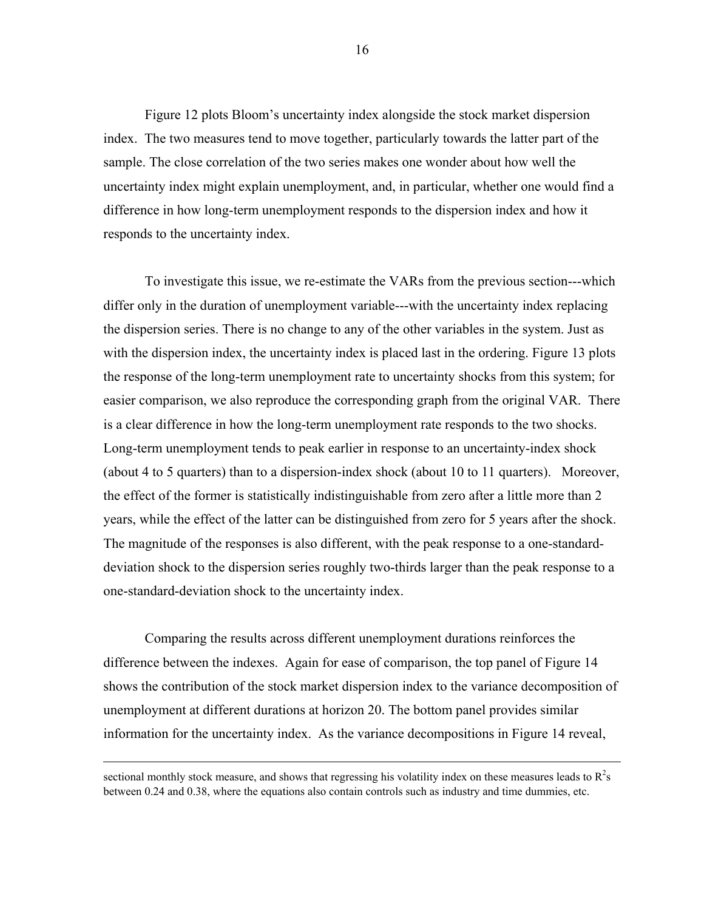Figure 12 plots Bloom's uncertainty index alongside the stock market dispersion index. The two measures tend to move together, particularly towards the latter part of the sample. The close correlation of the two series makes one wonder about how well the uncertainty index might explain unemployment, and, in particular, whether one would find a difference in how long-term unemployment responds to the dispersion index and how it responds to the uncertainty index.

To investigate this issue, we re-estimate the VARs from the previous section---which differ only in the duration of unemployment variable---with the uncertainty index replacing the dispersion series. There is no change to any of the other variables in the system. Just as with the dispersion index, the uncertainty index is placed last in the ordering. Figure 13 plots the response of the long-term unemployment rate to uncertainty shocks from this system; for easier comparison, we also reproduce the corresponding graph from the original VAR. There is a clear difference in how the long-term unemployment rate responds to the two shocks. Long-term unemployment tends to peak earlier in response to an uncertainty-index shock (about 4 to 5 quarters) than to a dispersion-index shock (about 10 to 11 quarters). Moreover, the effect of the former is statistically indistinguishable from zero after a little more than 2 years, while the effect of the latter can be distinguished from zero for 5 years after the shock. The magnitude of the responses is also different, with the peak response to a one-standard-deviation shock to the dispersion series roughly two-thirds larger than the peak response to a one-standard-deviation shock to the uncertainty index.

Comparing the results across different unemployment durations reinforces the difference between the indexes. Again for ease of comparison, the top panel of Figure 14 shows the contribution of the stock market dispersion index to the variance decomposition of unemployment at different durations at horizon 20. The bottom panel provides similar information for the uncertainty index. As the variance decompositions in Figure 14 reveal,

---

sectional monthly stock measure, and shows that regressing his volatility index on these measures leads to $R^2$s between 0.24 and 0.38, where the equations also contain controls such as industry and time dummies, etc.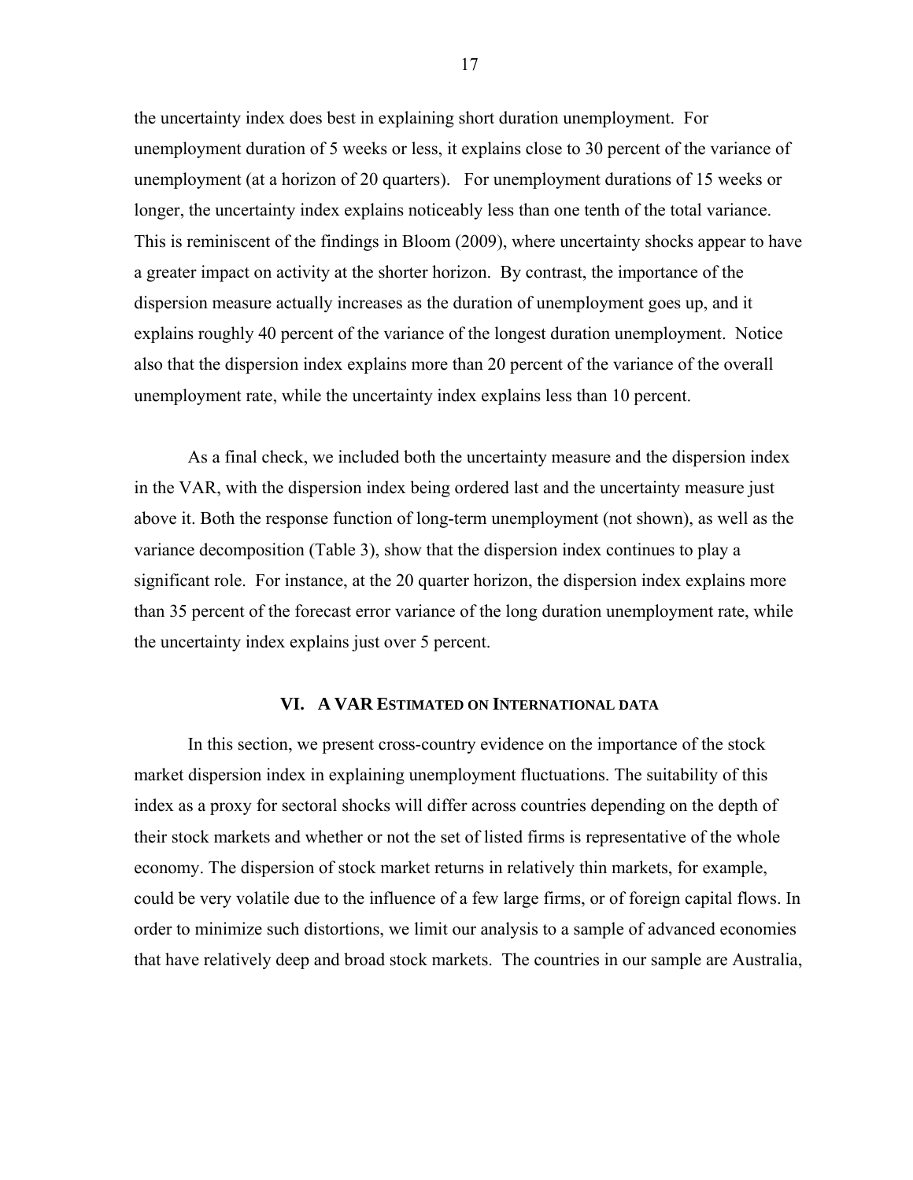the uncertainty index does best in explaining short duration unemployment. For unemployment duration of 5 weeks or less, it explains close to 30 percent of the variance of unemployment (at a horizon of 20 quarters). For unemployment durations of 15 weeks or longer, the uncertainty index explains noticeably less than one tenth of the total variance. This is reminiscent of the findings in Bloom (2009), where uncertainty shocks appear to have a greater impact on activity at the shorter horizon. By contrast, the importance of the dispersion measure actually increases as the duration of unemployment goes up, and it explains roughly 40 percent of the variance of the longest duration unemployment. Notice also that the dispersion index explains more than 20 percent of the variance of the overall unemployment rate, while the uncertainty index explains less than 10 percent.

As a final check, we included both the uncertainty measure and the dispersion index in the VAR, with the dispersion index being ordered last and the uncertainty measure just above it. Both the response function of long-term unemployment (not shown), as well as the variance decomposition (Table 3), show that the dispersion index continues to play a significant role. For instance, at the 20 quarter horizon, the dispersion index explains more than 35 percent of the forecast error variance of the long duration unemployment rate, while the uncertainty index explains just over 5 percent.

## VI. A VAR Estimated on International data

In this section, we present cross-country evidence on the importance of the stock market dispersion index in explaining unemployment fluctuations. The suitability of this index as a proxy for sectoral shocks will differ across countries depending on the depth of their stock markets and whether or not the set of listed firms is representative of the whole economy. The dispersion of stock market returns in relatively thin markets, for example, could be very volatile due to the influence of a few large firms, or of foreign capital flows. In order to minimize such distortions, we limit our analysis to a sample of advanced economies that have relatively deep and broad stock markets. The countries in our sample are Australia,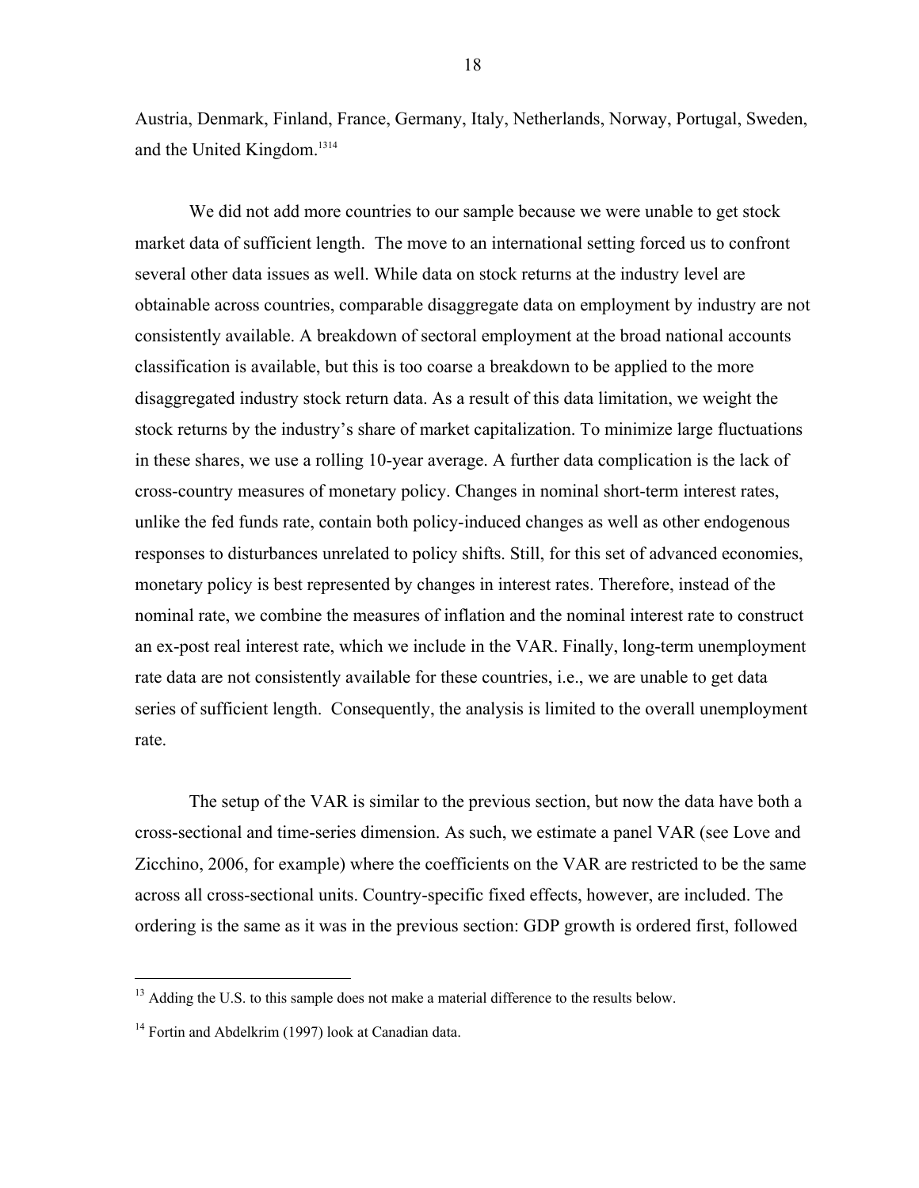Austria, Denmark, Finland, France, Germany, Italy, Netherlands, Norway, Portugal, Sweden, and the United Kingdom.[13][14]

We did not add more countries to our sample because we were unable to get stock market data of sufficient length. The move to an international setting forced us to confront several other data issues as well. While data on stock returns at the industry level are obtainable across countries, comparable disaggregate data on employment by industry are not consistently available. A breakdown of sectoral employment at the broad national accounts classification is available, but this is too coarse a breakdown to be applied to the more disaggregated industry stock return data. As a result of this data limitation, we weight the stock returns by the industry's share of market capitalization. To minimize large fluctuations in these shares, we use a rolling 10-year average. A further data complication is the lack of cross-country measures of monetary policy. Changes in nominal short-term interest rates, unlike the fed funds rate, contain both policy-induced changes as well as other endogenous responses to disturbances unrelated to policy shifts. Still, for this set of advanced economies, monetary policy is best represented by changes in interest rates. Therefore, instead of the nominal rate, we combine the measures of inflation and the nominal interest rate to construct an ex-post real interest rate, which we include in the VAR. Finally, long-term unemployment rate data are not consistently available for these countries, i.e., we are unable to get data series of sufficient length. Consequently, the analysis is limited to the overall unemployment rate.

The setup of the VAR is similar to the previous section, but now the data have both a cross-sectional and time-series dimension. As such, we estimate a panel VAR (see Love and Zicchino, 2006, for example) where the coefficients on the VAR are restricted to be the same across all cross-sectional units. Country-specific fixed effects, however, are included. The ordering is the same as it was in the previous section: GDP growth is ordered first, followed

[13] Adding the U.S. to this sample does not make a material difference to the results below.

[14] Fortin and Abdelkrim (1997) look at Canadian data.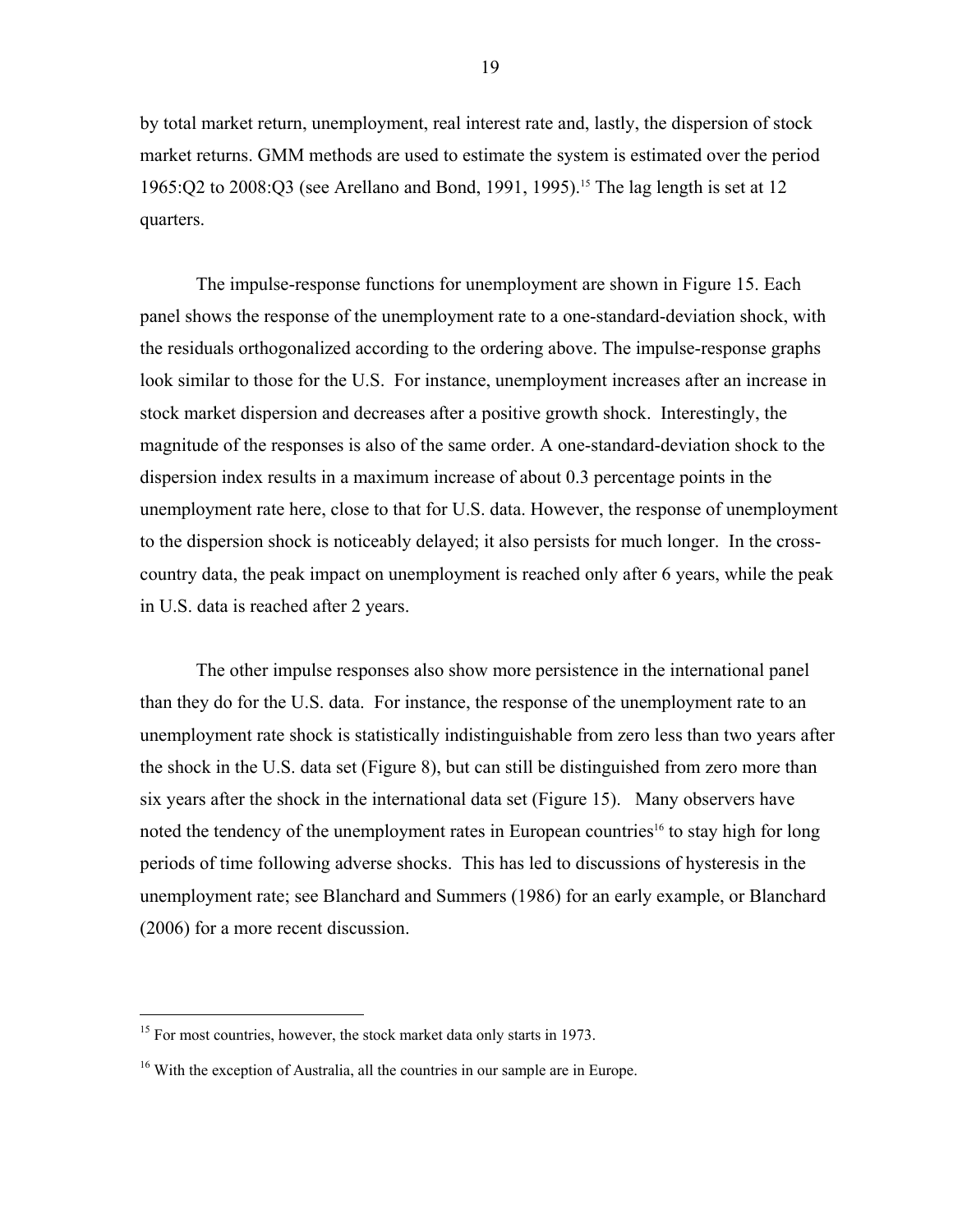by total market return, unemployment, real interest rate and, lastly, the dispersion of stock market returns. GMM methods are used to estimate the system is estimated over the period 1965:Q2 to 2008:Q3 (see Arellano and Bond, 1991, 1995).[15] The lag length is set at 12 quarters.

The impulse-response functions for unemployment are shown in Figure 15. Each panel shows the response of the unemployment rate to a one-standard-deviation shock, with the residuals orthogonalized according to the ordering above. The impulse-response graphs look similar to those for the U.S. For instance, unemployment increases after an increase in stock market dispersion and decreases after a positive growth shock. Interestingly, the magnitude of the responses is also of the same order. A one-standard-deviation shock to the dispersion index results in a maximum increase of about 0.3 percentage points in the unemployment rate here, close to that for U.S. data. However, the response of unemployment to the dispersion shock is noticeably delayed; it also persists for much longer. In the cross-country data, the peak impact on unemployment is reached only after 6 years, while the peak in U.S. data is reached after 2 years.

The other impulse responses also show more persistence in the international panel than they do for the U.S. data. For instance, the response of the unemployment rate to an unemployment rate shock is statistically indistinguishable from zero less than two years after the shock in the U.S. data set (Figure 8), but can still be distinguished from zero more than six years after the shock in the international data set (Figure 15). Many observers have noted the tendency of the unemployment rates in European countries[16] to stay high for long periods of time following adverse shocks. This has led to discussions of hysteresis in the unemployment rate; see Blanchard and Summers (1986) for an early example, or Blanchard (2006) for a more recent discussion.

[15] For most countries, however, the stock market data only starts in 1973.

[16] With the exception of Australia, all the countries in our sample are in Europe.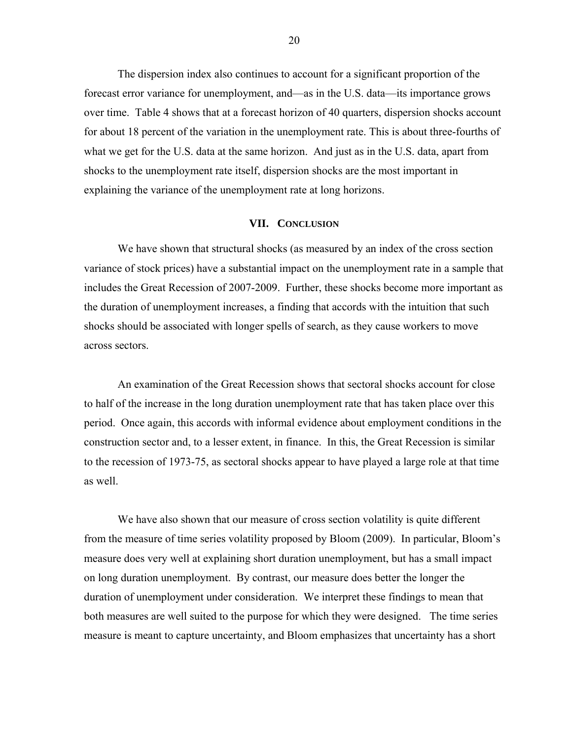The dispersion index also continues to account for a significant proportion of the forecast error variance for unemployment, and—as in the U.S. data—its importance grows over time. Table 4 shows that at a forecast horizon of 40 quarters, dispersion shocks account for about 18 percent of the variation in the unemployment rate. This is about three-fourths of what we get for the U.S. data at the same horizon. And just as in the U.S. data, apart from shocks to the unemployment rate itself, dispersion shocks are the most important in explaining the variance of the unemployment rate at long horizons.

## VII. Conclusion

We have shown that structural shocks (as measured by an index of the cross section variance of stock prices) have a substantial impact on the unemployment rate in a sample that includes the Great Recession of 2007-2009. Further, these shocks become more important as the duration of unemployment increases, a finding that accords with the intuition that such shocks should be associated with longer spells of search, as they cause workers to move across sectors.

An examination of the Great Recession shows that sectoral shocks account for close to half of the increase in the long duration unemployment rate that has taken place over this period. Once again, this accords with informal evidence about employment conditions in the construction sector and, to a lesser extent, in finance. In this, the Great Recession is similar to the recession of 1973-75, as sectoral shocks appear to have played a large role at that time as well.

We have also shown that our measure of cross section volatility is quite different from the measure of time series volatility proposed by Bloom (2009). In particular, Bloom's measure does very well at explaining short duration unemployment, but has a small impact on long duration unemployment. By contrast, our measure does better the longer the duration of unemployment under consideration. We interpret these findings to mean that both measures are well suited to the purpose for which they were designed. The time series measure is meant to capture uncertainty, and Bloom emphasizes that uncertainty has a short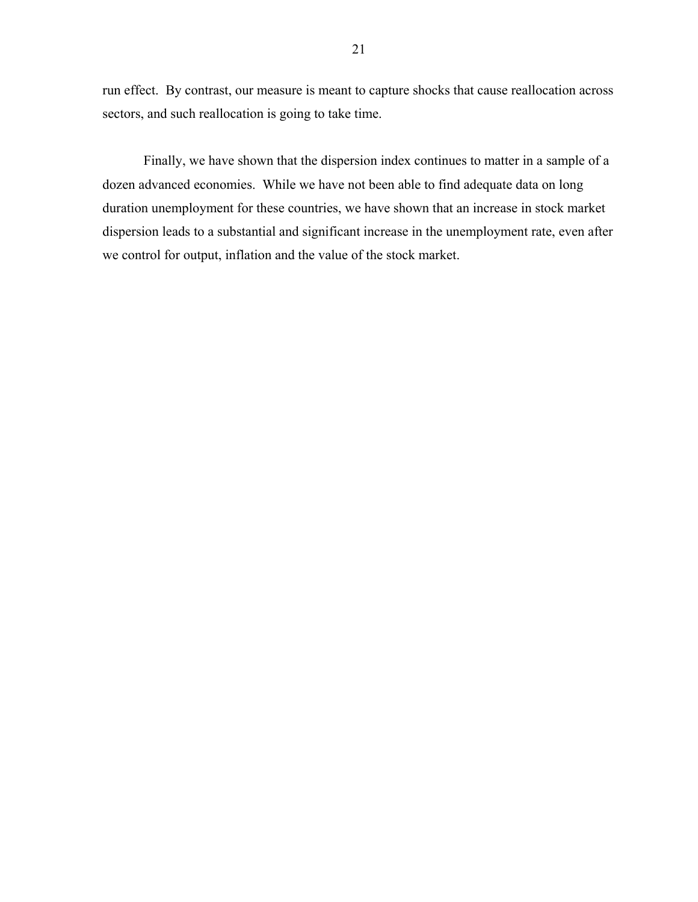run effect. By contrast, our measure is meant to capture shocks that cause reallocation across sectors, and such reallocation is going to take time.

Finally, we have shown that the dispersion index continues to matter in a sample of a dozen advanced economies. While we have not been able to find adequate data on long duration unemployment for these countries, we have shown that an increase in stock market dispersion leads to a substantial and significant increase in the unemployment rate, even after we control for output, inflation and the value of the stock market.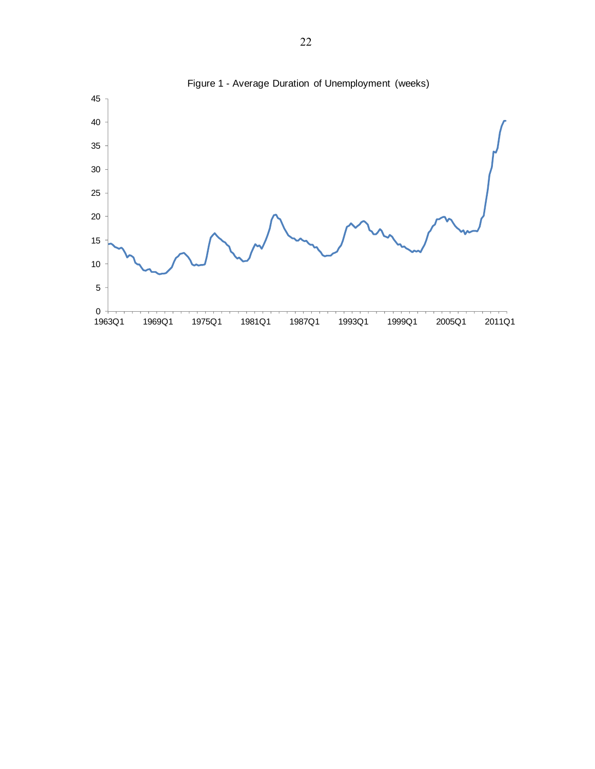Figure 1 - Average Duration of Unemployment (weeks)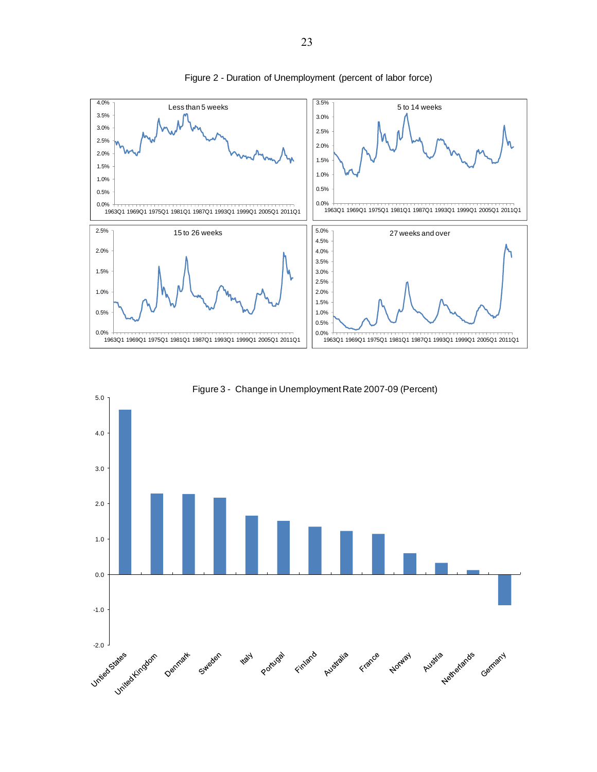Figure 2 - Duration of Unemployment (percent of labor force)

Figure 3 - Change in Unemployment Rate 2007-09 (Percent)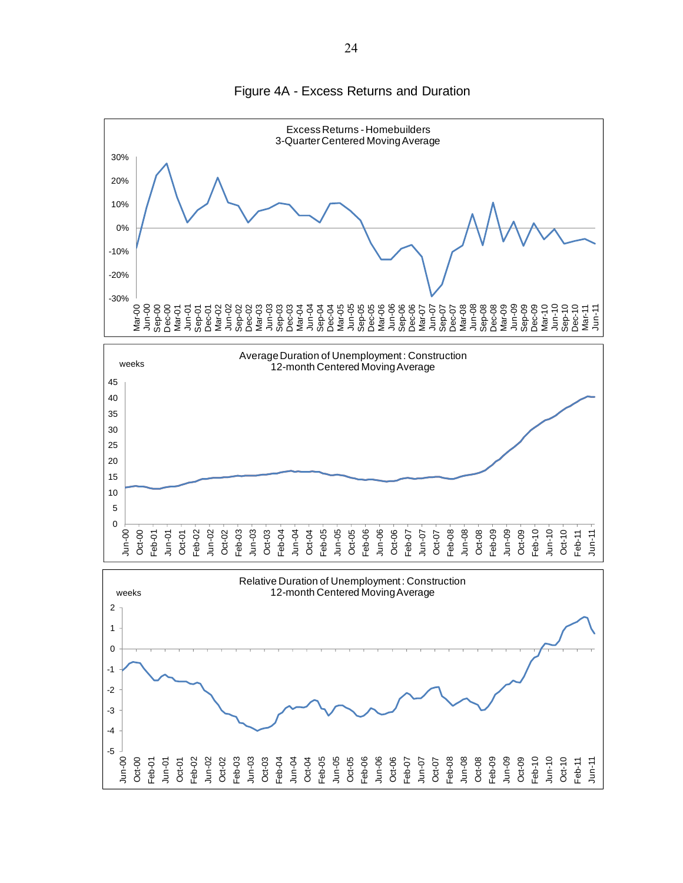# Figure 4A - Excess Returns and Duration

Excess Returns - Homebuilders
3-Quarter Centered Moving Average

Average Duration of Unemployment: Construction
12-month Centered Moving Average

Relative Duration of Unemployment: Construction
12-month Centered Moving Average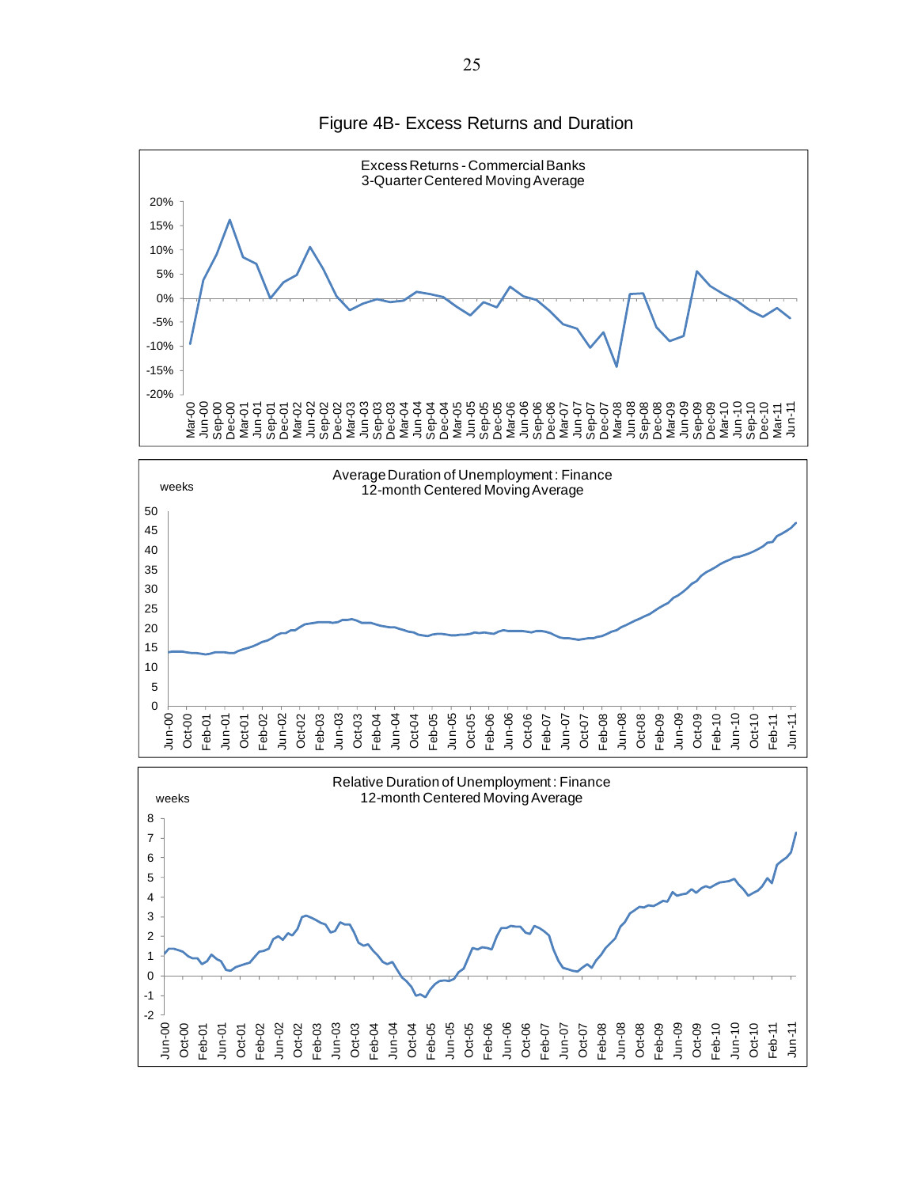# Figure 4B- Excess Returns and Duration

Excess Returns - Commercial Banks
3-Quarter Centered Moving Average

Average Duration of Unemployment: Finance
12-month Centered Moving Average

Relative Duration of Unemployment: Finance
12-month Centered Moving Average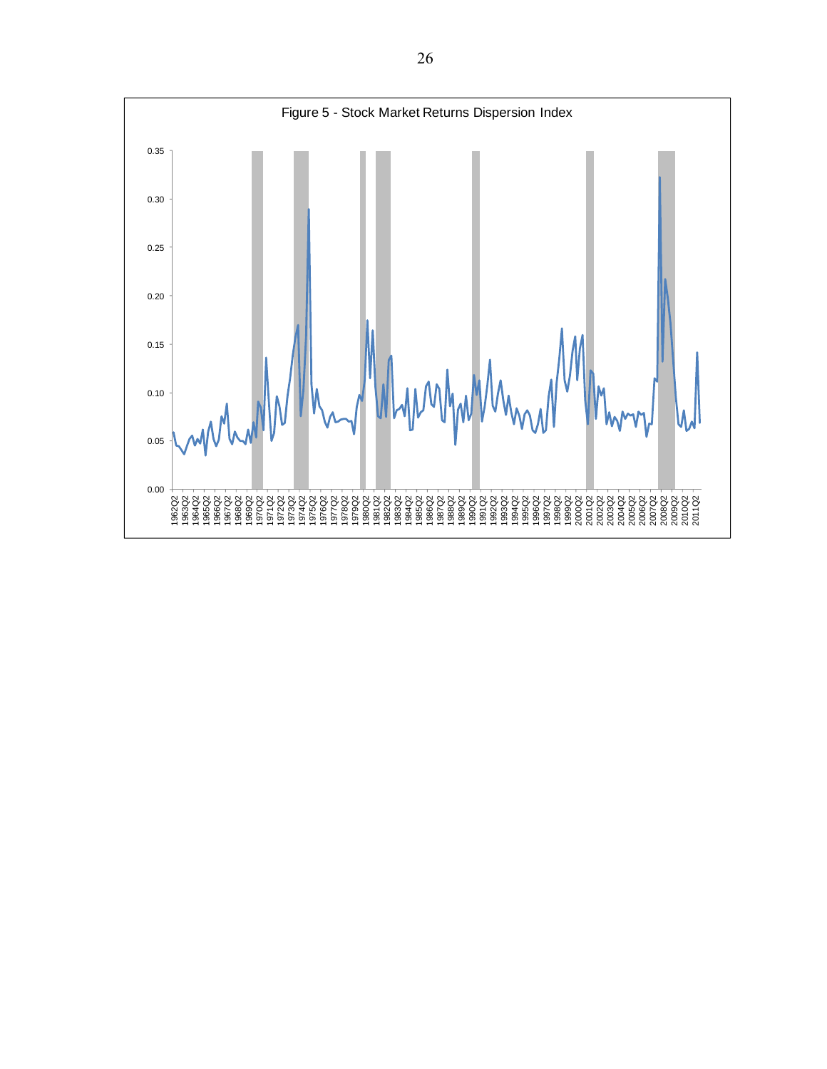Figure 5 - Stock Market Returns Dispersion Index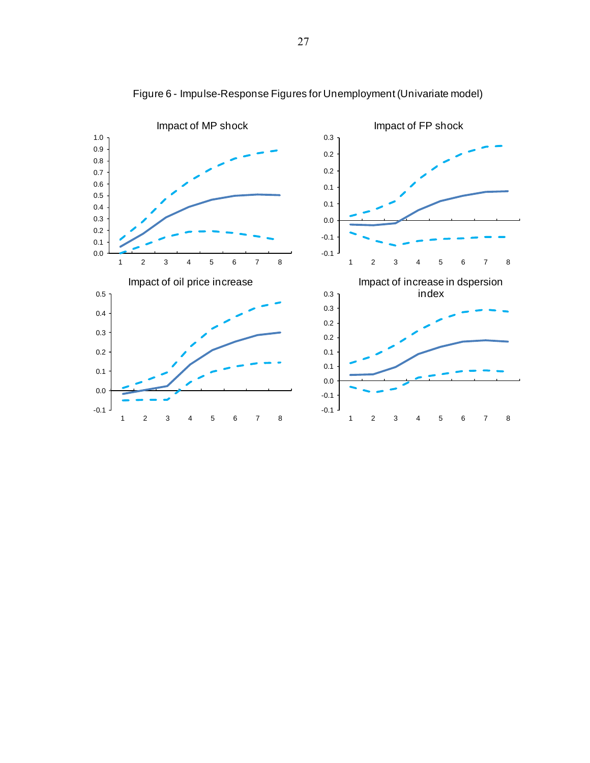Figure 6 - Impulse-Response Figures for Unemployment (Univariate model)

Impact of MP shock

Impact of FP shock

Impact of oil price increase

Impact of increase in dspersion index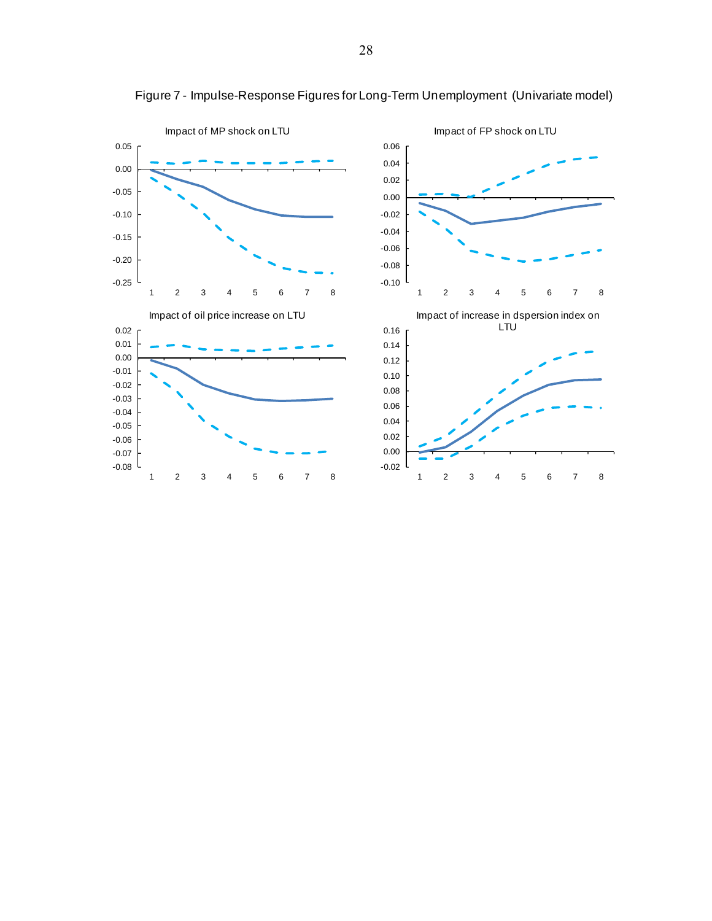Figure 7 - Impulse-Response Figures for Long-Term Unemployment (Univariate model)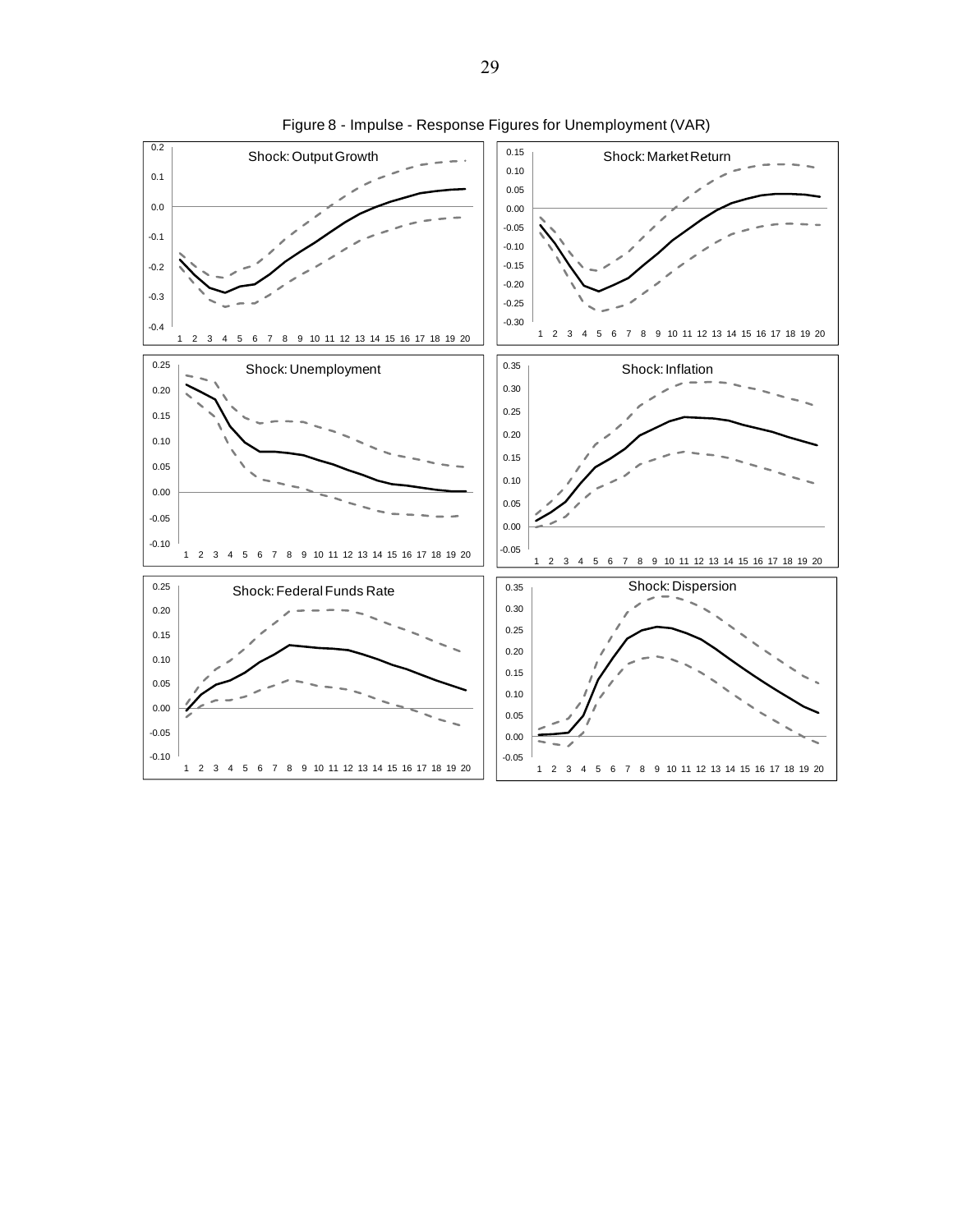Figure 8 - Impulse - Response Figures for Unemployment (VAR)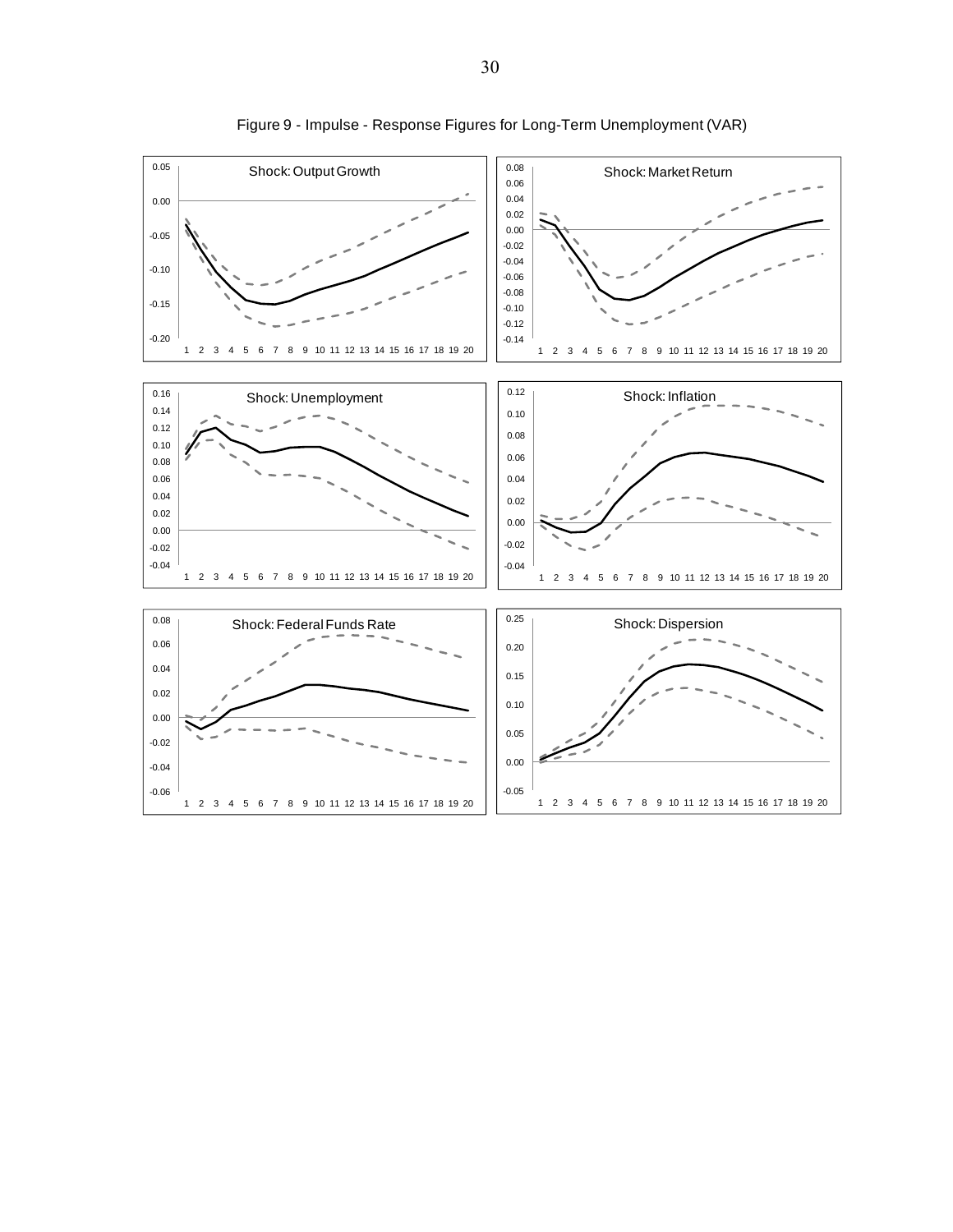Figure 9 - Impulse - Response Figures for Long-Term Unemployment (VAR)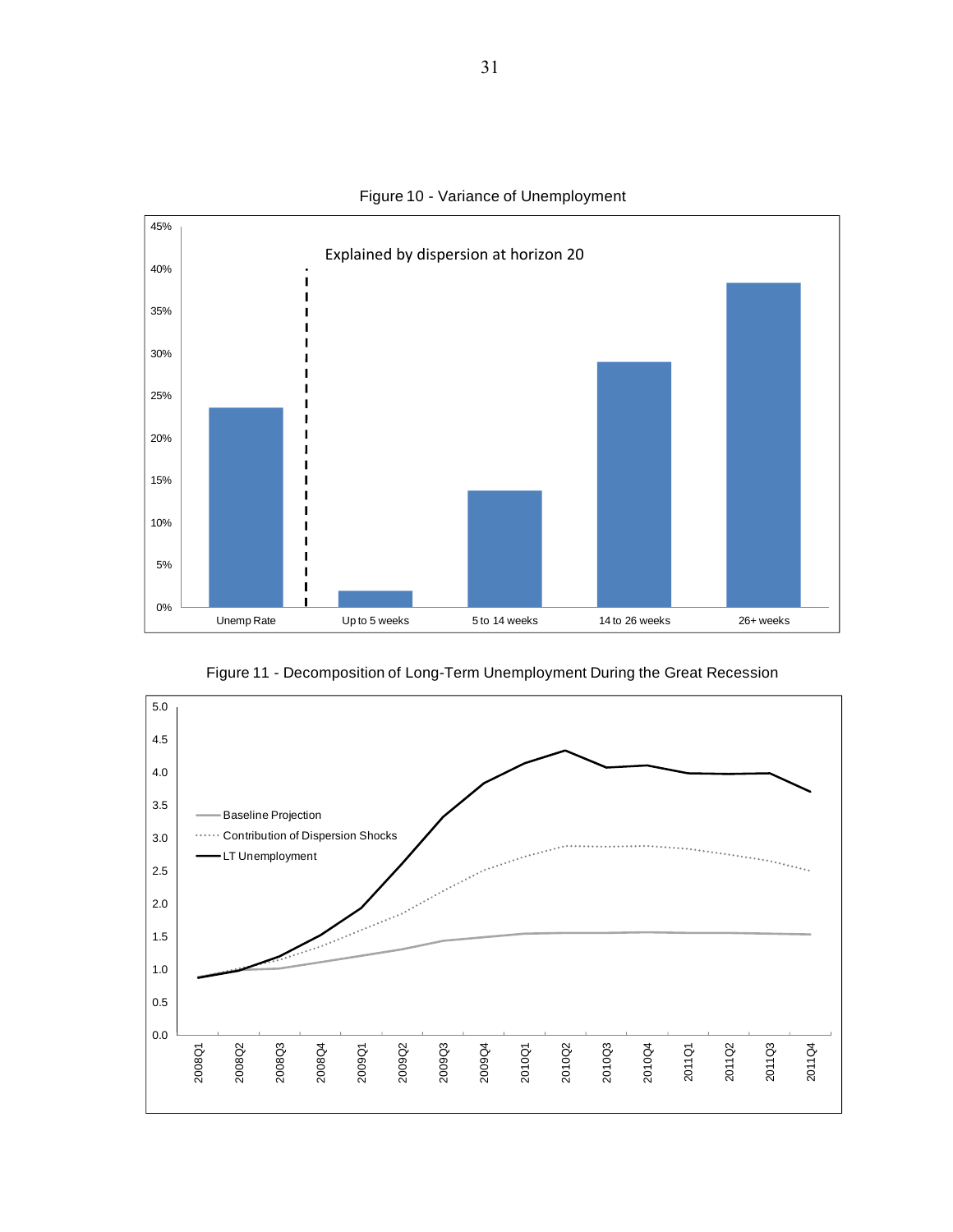Figure 10 - Variance of Unemployment

Figure 11 - Decomposition of Long-Term Unemployment During the Great Recession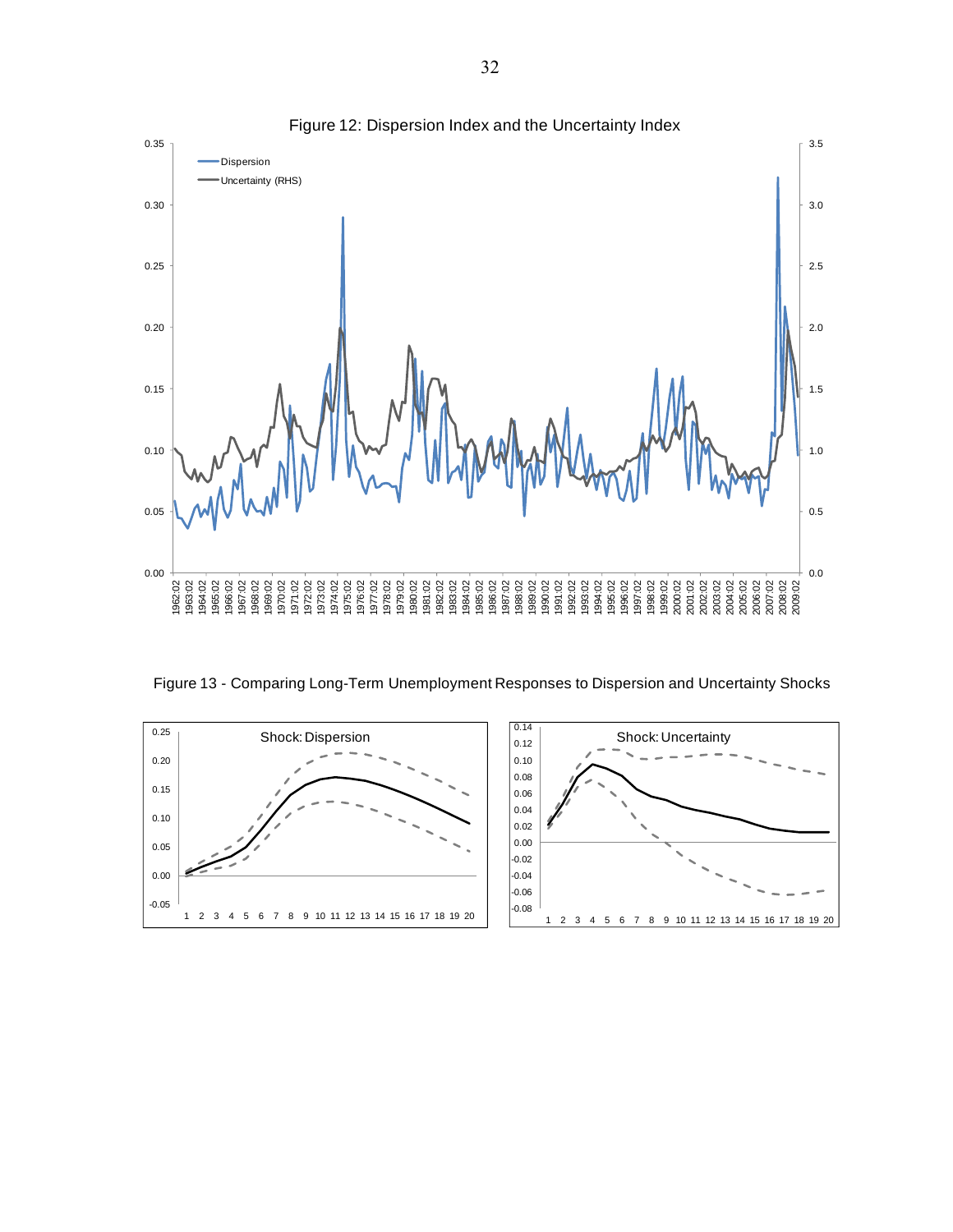Figure 12: Dispersion Index and the Uncertainty Index

Figure 13 - Comparing Long-Term Unemployment Responses to Dispersion and Uncertainty Shocks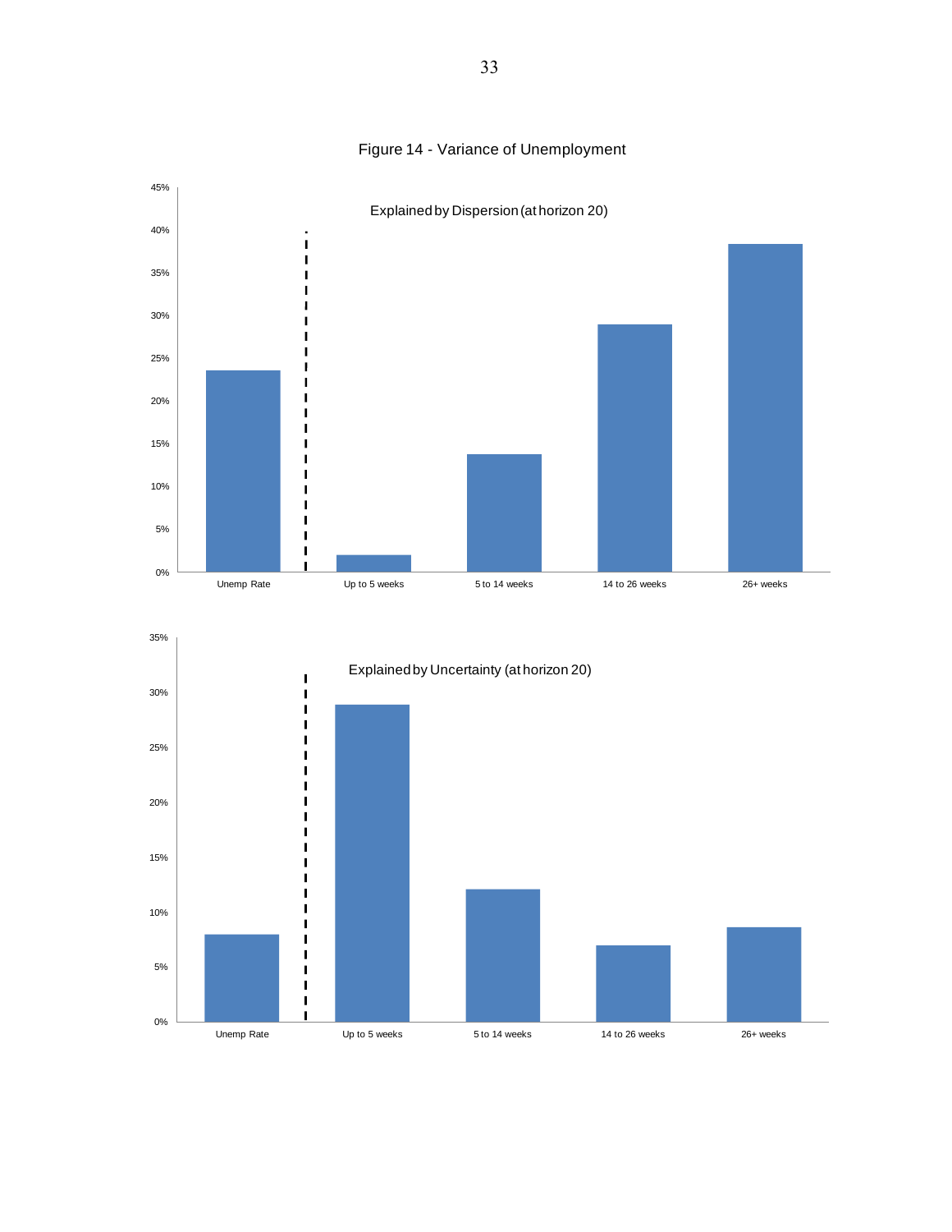Figure 14 - Variance of Unemployment

Explained by Dispersion (at horizon 20)

Explained by Uncertainty (at horizon 20)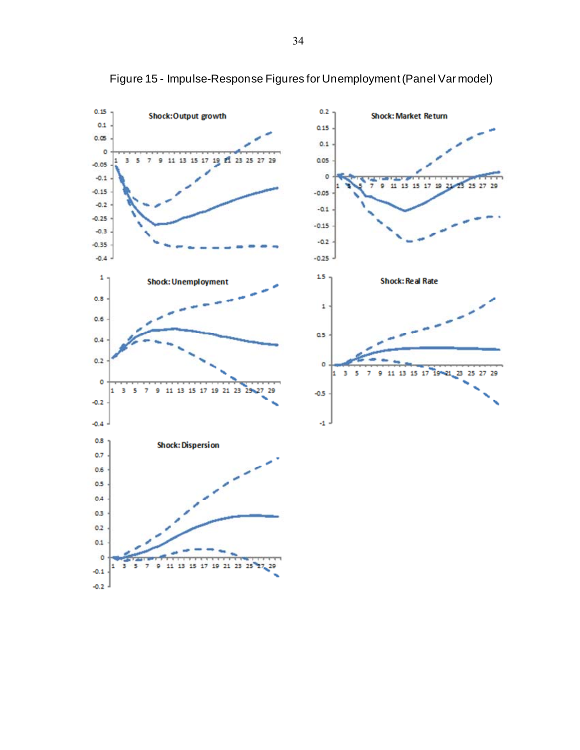Figure 15 - Impulse-Response Figures for Unemployment (Panel Var model)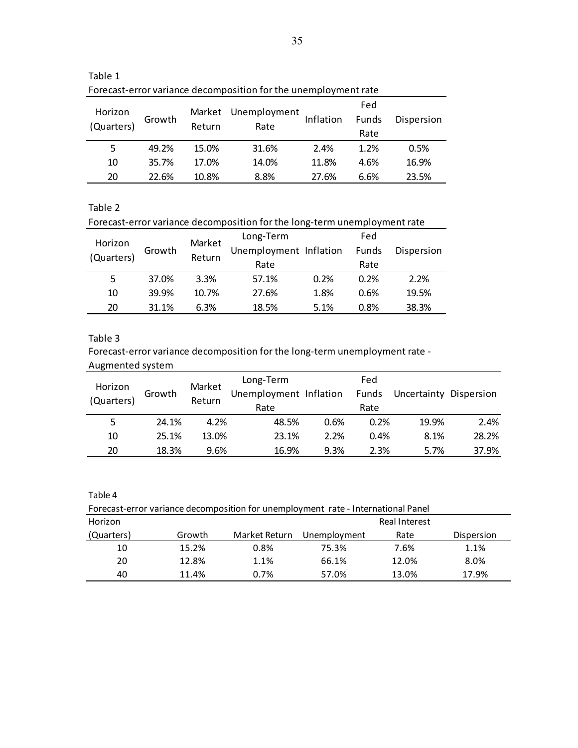Table 1

Forecast-error variance decomposition for the unemployment rate

| Horizon (Quarters) | Growth | Market Return | Unemployment Rate | Inflation | Fed Funds Rate | Dispersion |
|---|---|---|---|---|---|---|
| 5 | 49.2% | 15.0% | 31.6% | 2.4% | 1.2% | 0.5% |
| 10 | 35.7% | 17.0% | 14.0% | 11.8% | 4.6% | 16.9% |
| 20 | 22.6% | 10.8% | 8.8% | 27.6% | 6.6% | 23.5% |

Table 2

Forecast-error variance decomposition for the long-term unemployment rate

| Horizon (Quarters) | Growth | Market Return | Long-Term Unemployment Rate | Inflation | Fed Funds Rate | Dispersion |
|---|---|---|---|---|---|---|
| 5 | 37.0% | 3.3% | 57.1% | 0.2% | 0.2% | 2.2% |
| 10 | 39.9% | 10.7% | 27.6% | 1.8% | 0.6% | 19.5% |
| 20 | 31.1% | 6.3% | 18.5% | 5.1% | 0.8% | 38.3% |

Table 3

Forecast-error variance decomposition for the long-term unemployment rate - Augmented system

| Horizon (Quarters) | Growth | Market Return | Long-Term Unemployment Rate | Inflation | Fed Funds Rate | Uncertainty | Dispersion |
|---|---|---|---|---|---|---|---|
| 5 | 24.1% | 4.2% | 48.5% | 0.6% | 0.2% | 19.9% | 2.4% |
| 10 | 25.1% | 13.0% | 23.1% | 2.2% | 0.4% | 8.1% | 28.2% |
| 20 | 18.3% | 9.6% | 16.9% | 9.3% | 2.3% | 5.7% | 37.9% |

Table 4

Forecast-error variance decomposition for unemployment rate - International Panel

| Horizon (Quarters) | Growth | Market Return | Unemployment | Real Interest Rate | Dispersion |
|---|---|---|---|---|---|
| 10 | 15.2% | 0.8% | 75.3% | 7.6% | 1.1% |
| 20 | 12.8% | 1.1% | 66.1% | 12.0% | 8.0% |
| 40 | 11.4% | 0.7% | 57.0% | 13.0% | 17.9% |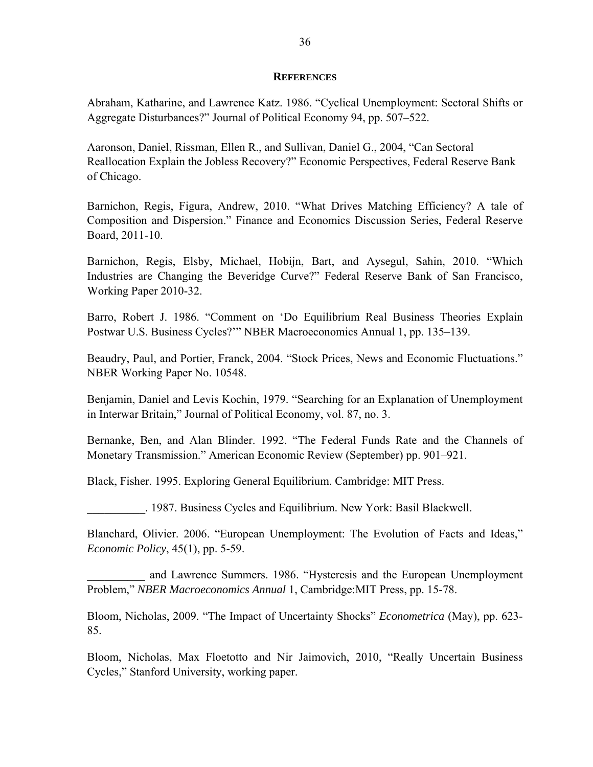## REFERENCES

Abraham, Katharine, and Lawrence Katz. 1986. "Cyclical Unemployment: Sectoral Shifts or Aggregate Disturbances?" Journal of Political Economy 94, pp. 507–522.

Aaronson, Daniel, Rissman, Ellen R., and Sullivan, Daniel G., 2004, "Can Sectoral Reallocation Explain the Jobless Recovery?" Economic Perspectives, Federal Reserve Bank of Chicago.

Barnichon, Regis, Figura, Andrew, 2010. "What Drives Matching Efficiency? A tale of Composition and Dispersion." Finance and Economics Discussion Series, Federal Reserve Board, 2011-10.

Barnichon, Regis, Elsby, Michael, Hobijn, Bart, and Aysegul, Sahin, 2010. "Which Industries are Changing the Beveridge Curve?" Federal Reserve Bank of San Francisco, Working Paper 2010-32.

Barro, Robert J. 1986. "Comment on 'Do Equilibrium Real Business Theories Explain Postwar U.S. Business Cycles?'" NBER Macroeconomics Annual 1, pp. 135–139.

Beaudry, Paul, and Portier, Franck, 2004. "Stock Prices, News and Economic Fluctuations." NBER Working Paper No. 10548.

Benjamin, Daniel and Levis Kochin, 1979. "Searching for an Explanation of Unemployment in Interwar Britain," Journal of Political Economy, vol. 87, no. 3.

Bernanke, Ben, and Alan Blinder. 1992. "The Federal Funds Rate and the Channels of Monetary Transmission." American Economic Review (September) pp. 901–921.

Black, Fisher. 1995. Exploring General Equilibrium. Cambridge: MIT Press.

__________. 1987. Business Cycles and Equilibrium. New York: Basil Blackwell.

Blanchard, Olivier. 2006. "European Unemployment: The Evolution of Facts and Ideas," *Economic Policy*, 45(1), pp. 5-59.

__________ and Lawrence Summers. 1986. "Hysteresis and the European Unemployment Problem," *NBER Macroeconomics Annual* 1, Cambridge:MIT Press, pp. 15-78.

Bloom, Nicholas, 2009. "The Impact of Uncertainty Shocks" *Econometrica* (May), pp. 623-85.

Bloom, Nicholas, Max Floetotto and Nir Jaimovich, 2010, "Really Uncertain Business Cycles," Stanford University, working paper.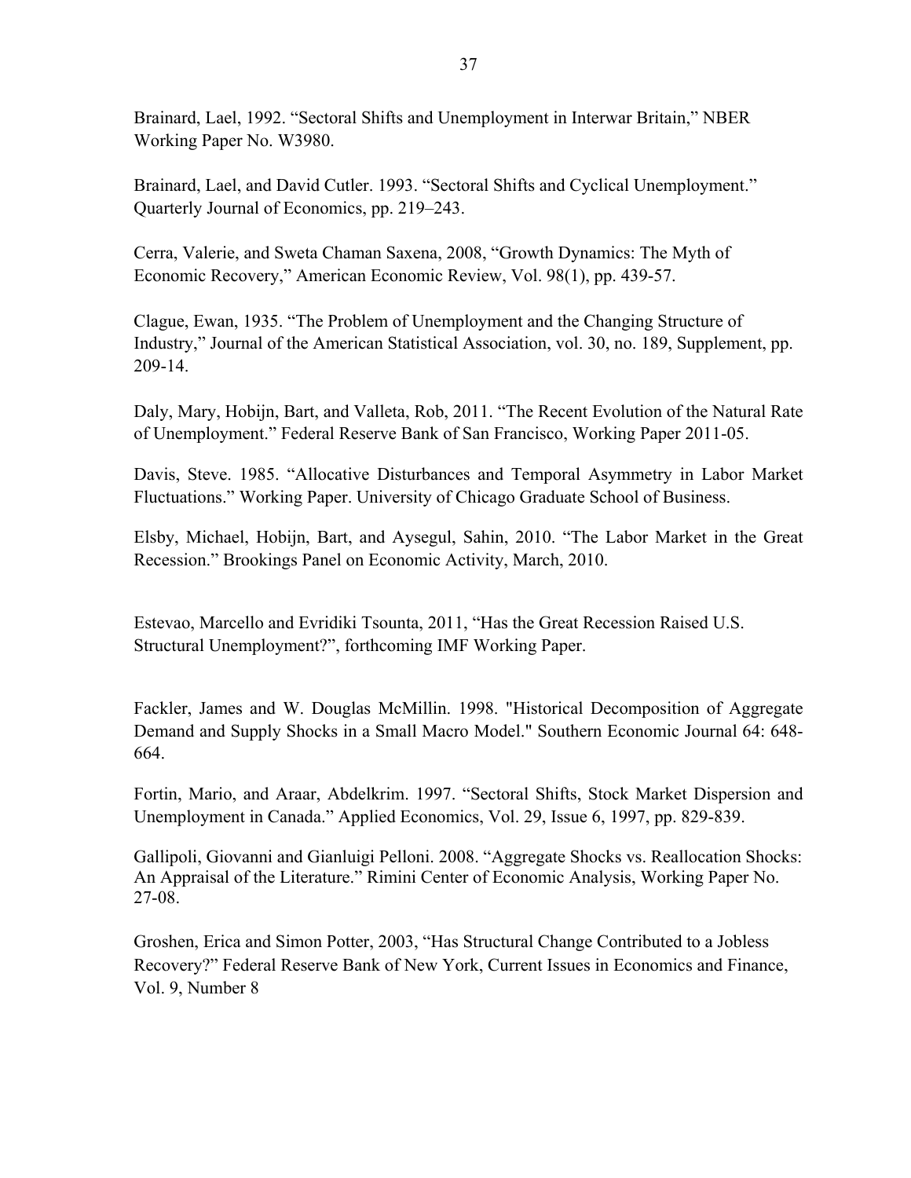Brainard, Lael, 1992. "Sectoral Shifts and Unemployment in Interwar Britain," NBER Working Paper No. W3980.

Brainard, Lael, and David Cutler. 1993. "Sectoral Shifts and Cyclical Unemployment." Quarterly Journal of Economics, pp. 219–243.

Cerra, Valerie, and Sweta Chaman Saxena, 2008, "Growth Dynamics: The Myth of Economic Recovery," American Economic Review, Vol. 98(1), pp. 439-57.

Clague, Ewan, 1935. "The Problem of Unemployment and the Changing Structure of Industry," Journal of the American Statistical Association, vol. 30, no. 189, Supplement, pp. 209-14.

Daly, Mary, Hobijn, Bart, and Valleta, Rob, 2011. "The Recent Evolution of the Natural Rate of Unemployment." Federal Reserve Bank of San Francisco, Working Paper 2011-05.

Davis, Steve. 1985. "Allocative Disturbances and Temporal Asymmetry in Labor Market Fluctuations." Working Paper. University of Chicago Graduate School of Business.

Elsby, Michael, Hobijn, Bart, and Aysegul, Sahin, 2010. "The Labor Market in the Great Recession." Brookings Panel on Economic Activity, March, 2010.

Estevao, Marcello and Evridiki Tsounta, 2011, "Has the Great Recession Raised U.S. Structural Unemployment?", forthcoming IMF Working Paper.

Fackler, James and W. Douglas McMillin. 1998. "Historical Decomposition of Aggregate Demand and Supply Shocks in a Small Macro Model." Southern Economic Journal 64: 648-664.

Fortin, Mario, and Araar, Abdelkrim. 1997. "Sectoral Shifts, Stock Market Dispersion and Unemployment in Canada." Applied Economics, Vol. 29, Issue 6, 1997, pp. 829-839.

Gallipoli, Giovanni and Gianluigi Pelloni. 2008. "Aggregate Shocks vs. Reallocation Shocks: An Appraisal of the Literature." Rimini Center of Economic Analysis, Working Paper No. 27-08.

Groshen, Erica and Simon Potter, 2003, "Has Structural Change Contributed to a Jobless Recovery?" Federal Reserve Bank of New York, Current Issues in Economics and Finance, Vol. 9, Number 8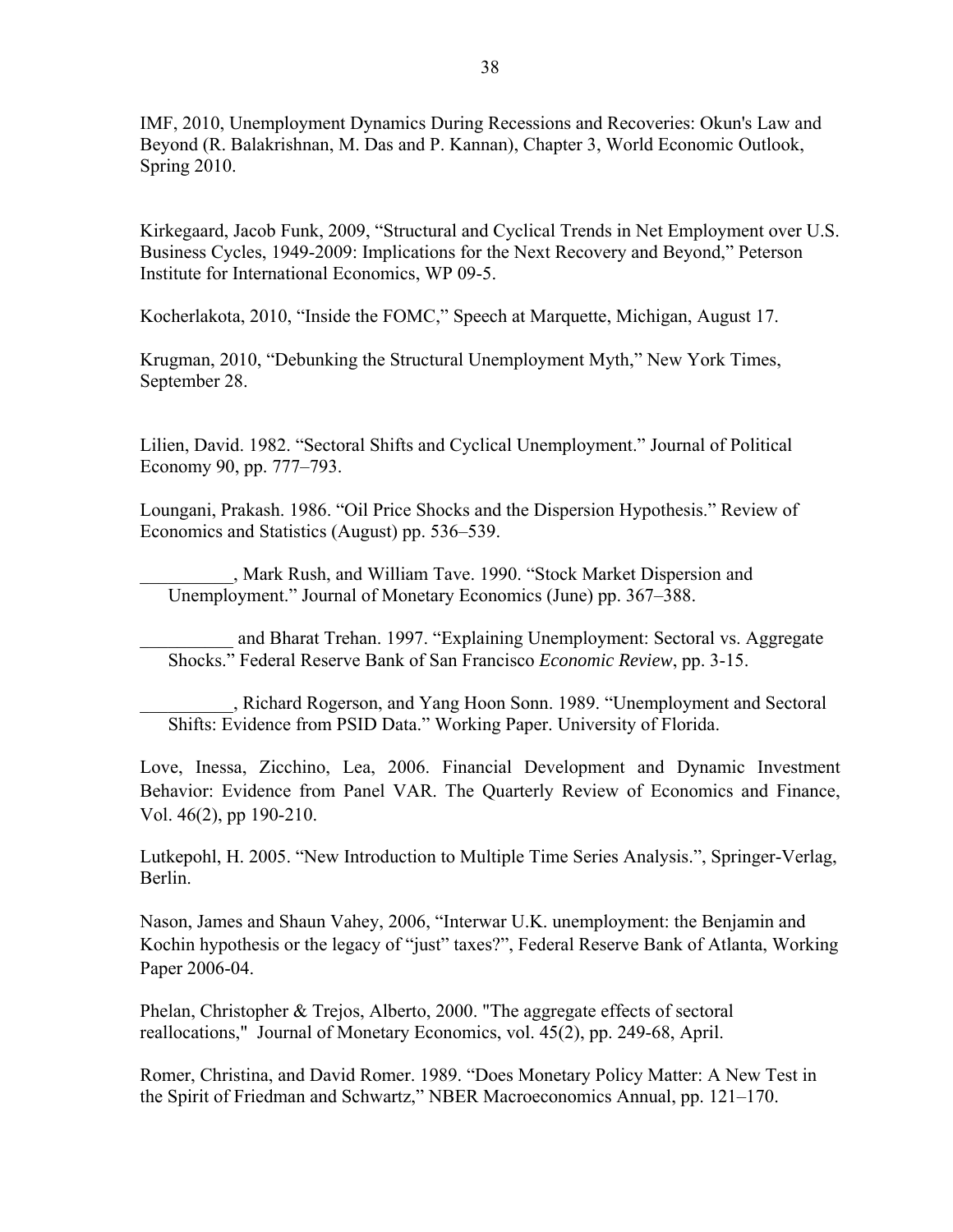IMF, 2010, Unemployment Dynamics During Recessions and Recoveries: Okun's Law and Beyond (R. Balakrishnan, M. Das and P. Kannan), Chapter 3, World Economic Outlook, Spring 2010.

Kirkegaard, Jacob Funk, 2009, "Structural and Cyclical Trends in Net Employment over U.S. Business Cycles, 1949-2009: Implications for the Next Recovery and Beyond," Peterson Institute for International Economics, WP 09-5.

Kocherlakota, 2010, "Inside the FOMC," Speech at Marquette, Michigan, August 17.

Krugman, 2010, "Debunking the Structural Unemployment Myth," New York Times, September 28.

Lilien, David. 1982. "Sectoral Shifts and Cyclical Unemployment." Journal of Political Economy 90, pp. 777–793.

Loungani, Prakash. 1986. "Oil Price Shocks and the Dispersion Hypothesis." Review of Economics and Statistics (August) pp. 536–539.

__________, Mark Rush, and William Tave. 1990. "Stock Market Dispersion and Unemployment." Journal of Monetary Economics (June) pp. 367–388.

__________ and Bharat Trehan. 1997. "Explaining Unemployment: Sectoral vs. Aggregate Shocks." Federal Reserve Bank of San Francisco *Economic Review*, pp. 3-15.

__________, Richard Rogerson, and Yang Hoon Sonn. 1989. "Unemployment and Sectoral Shifts: Evidence from PSID Data." Working Paper. University of Florida.

Love, Inessa, Zicchino, Lea, 2006. Financial Development and Dynamic Investment Behavior: Evidence from Panel VAR. The Quarterly Review of Economics and Finance, Vol. 46(2), pp 190-210.

Lutkepohl, H. 2005. "New Introduction to Multiple Time Series Analysis.", Springer-Verlag, Berlin.

Nason, James and Shaun Vahey, 2006, "Interwar U.K. unemployment: the Benjamin and Kochin hypothesis or the legacy of "just" taxes?", Federal Reserve Bank of Atlanta, Working Paper 2006-04.

Phelan, Christopher & Trejos, Alberto, 2000. "The aggregate effects of sectoral reallocations," Journal of Monetary Economics, vol. 45(2), pp. 249-68, April.

Romer, Christina, and David Romer. 1989. "Does Monetary Policy Matter: A New Test in the Spirit of Friedman and Schwartz," NBER Macroeconomics Annual, pp. 121–170.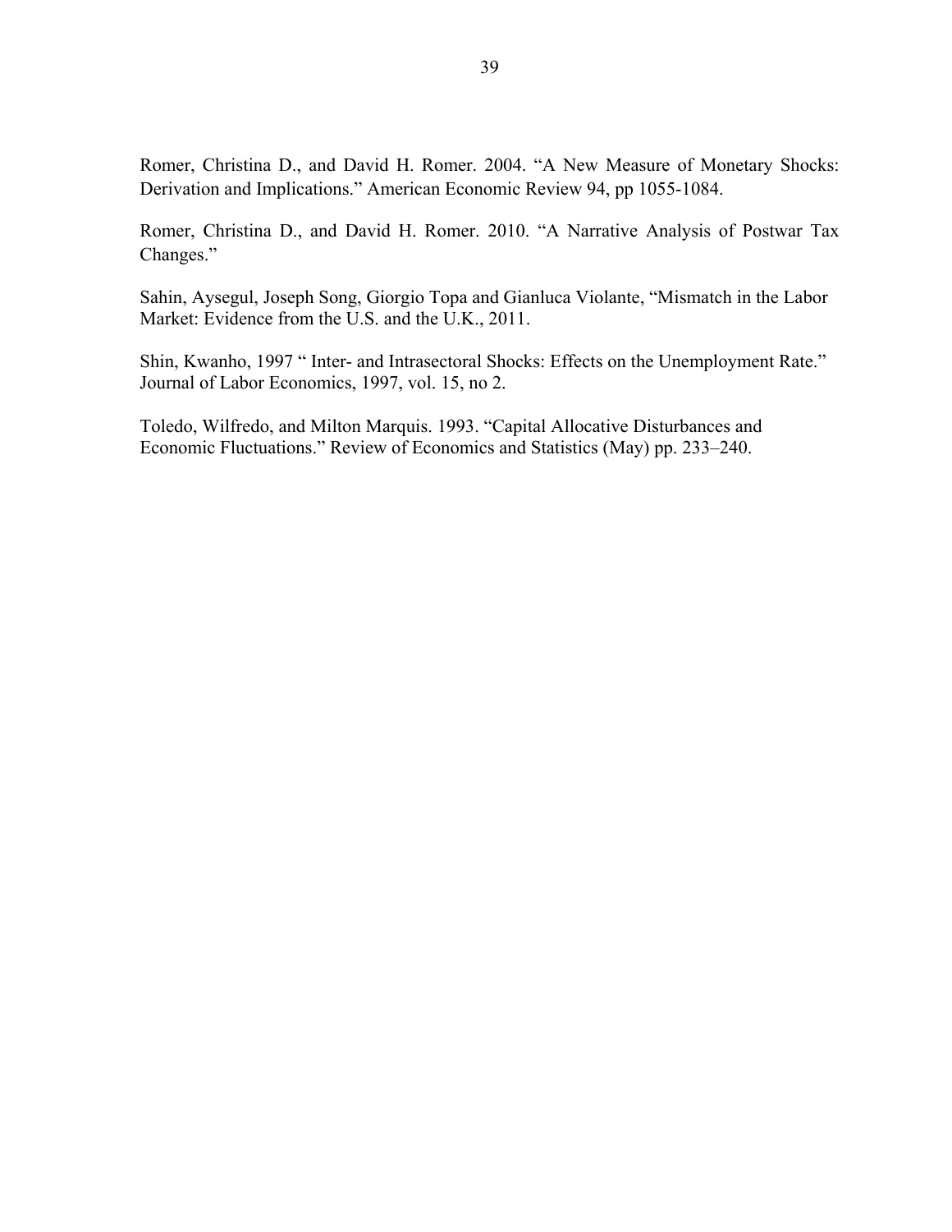Romer, Christina D., and David H. Romer. 2004. "A New Measure of Monetary Shocks: Derivation and Implications." American Economic Review 94, pp 1055-1084.

Romer, Christina D., and David H. Romer. 2010. "A Narrative Analysis of Postwar Tax Changes."

Sahin, Aysegul, Joseph Song, Giorgio Topa and Gianluca Violante, "Mismatch in the Labor Market: Evidence from the U.S. and the U.K., 2011.

Shin, Kwanho, 1997 " Inter- and Intrasectoral Shocks: Effects on the Unemployment Rate." Journal of Labor Economics, 1997, vol. 15, no 2.

Toledo, Wilfredo, and Milton Marquis. 1993. "Capital Allocative Disturbances and Economic Fluctuations." Review of Economics and Statistics (May) pp. 233–240.